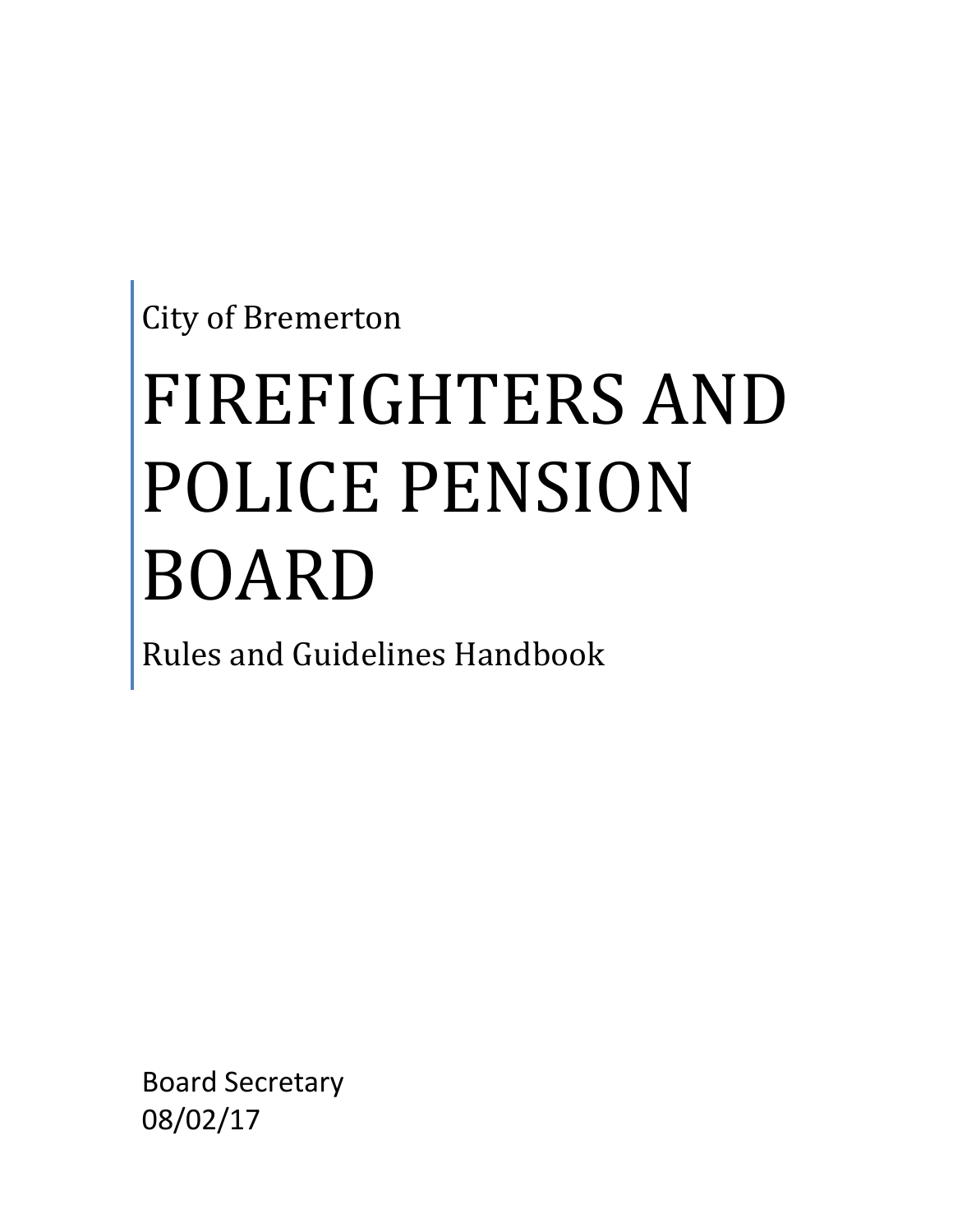City of Bremerton

# FIREFIGHTERS AND POLICE PENSION BOARD

Rules and Guidelines Handbook

Board Secretary
08/02/17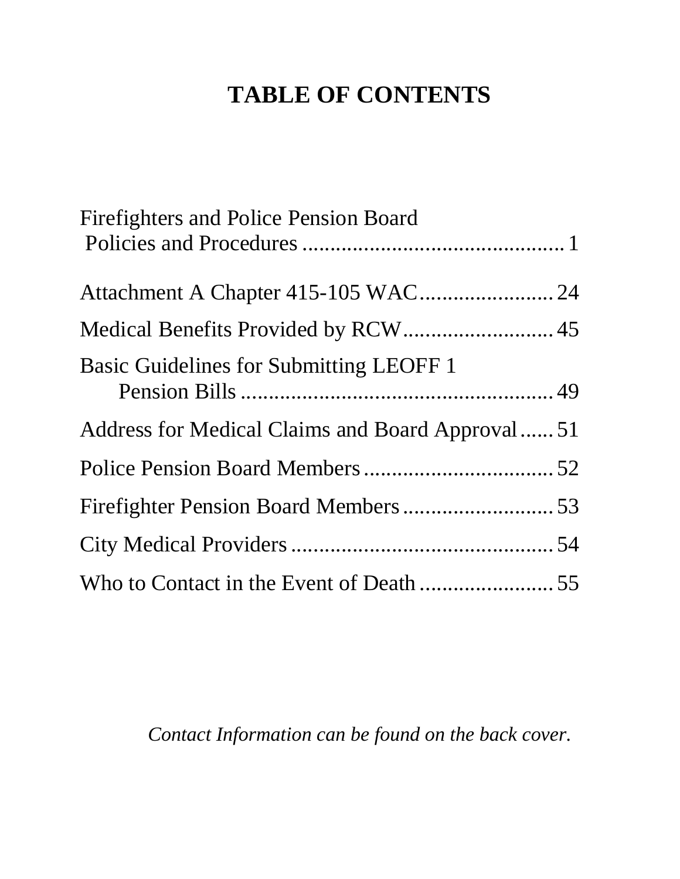# TABLE OF CONTENTS

Firefighters and Police Pension Board Policies and Procedures ............................................. 1

Attachment A Chapter 415-105 WAC........................ 24

Medical Benefits Provided by RCW........................... 45

Basic Guidelines for Submitting LEOFF 1 Pension Bills ........................................................ 49

Address for Medical Claims and Board Approval...... 51

Police Pension Board Members.................................. 52

Firefighter Pension Board Members........................... 53

City Medical Providers............................................... 54

Who to Contact in the Event of Death ........................ 55

*Contact Information can be found on the back cover.*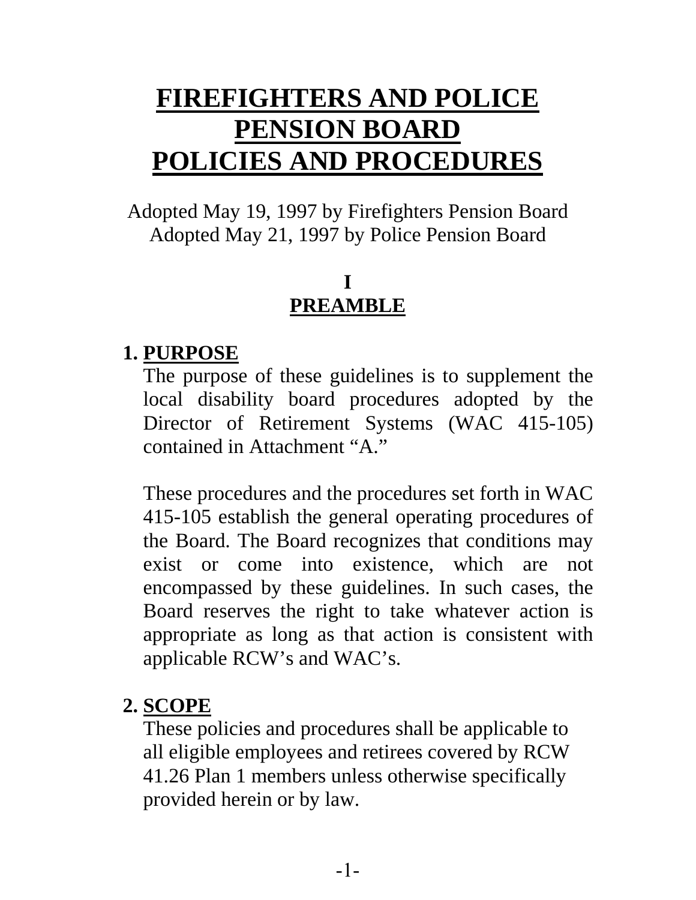# FIREFIGHTERS AND POLICE PENSION BOARD POLICIES AND PROCEDURES

Adopted May 19, 1997 by Firefighters Pension Board
Adopted May 21, 1997 by Police Pension Board

## I
## PREAMBLE

### 1. PURPOSE

The purpose of these guidelines is to supplement the local disability board procedures adopted by the Director of Retirement Systems (WAC 415-105) contained in Attachment "A."

These procedures and the procedures set forth in WAC 415-105 establish the general operating procedures of the Board. The Board recognizes that conditions may exist or come into existence, which are not encompassed by these guidelines. In such cases, the Board reserves the right to take whatever action is appropriate as long as that action is consistent with applicable RCW's and WAC's.

### 2. SCOPE

These policies and procedures shall be applicable to all eligible employees and retirees covered by RCW 41.26 Plan 1 members unless otherwise specifically provided herein or by law.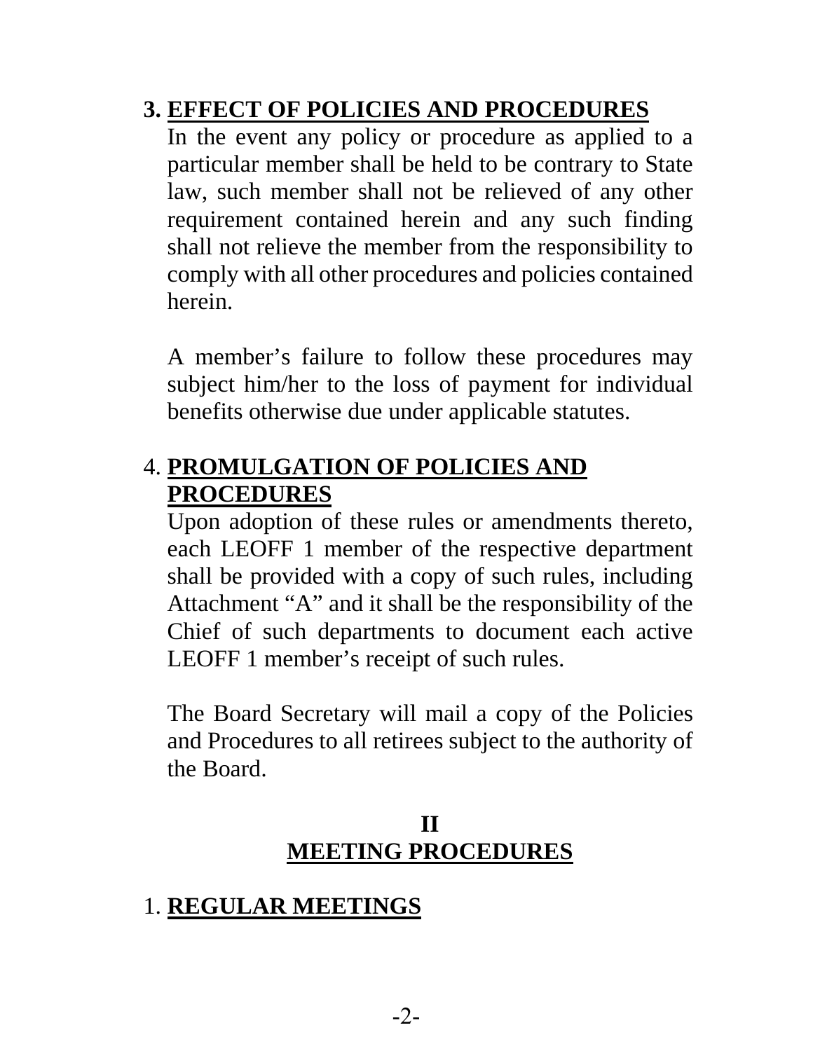### 3. EFFECT OF POLICIES AND PROCEDURES

In the event any policy or procedure as applied to a particular member shall be held to be contrary to State law, such member shall not be relieved of any other requirement contained herein and any such finding shall not relieve the member from the responsibility to comply with all other procedures and policies contained herein.

A member's failure to follow these procedures may subject him/her to the loss of payment for individual benefits otherwise due under applicable statutes.

### 4. PROMULGATION OF POLICIES AND PROCEDURES

Upon adoption of these rules or amendments thereto, each LEOFF 1 member of the respective department shall be provided with a copy of such rules, including Attachment "A" and it shall be the responsibility of the Chief of such departments to document each active LEOFF 1 member's receipt of such rules.

The Board Secretary will mail a copy of the Policies and Procedures to all retirees subject to the authority of the Board.

## II
## MEETING PROCEDURES

### 1. REGULAR MEETINGS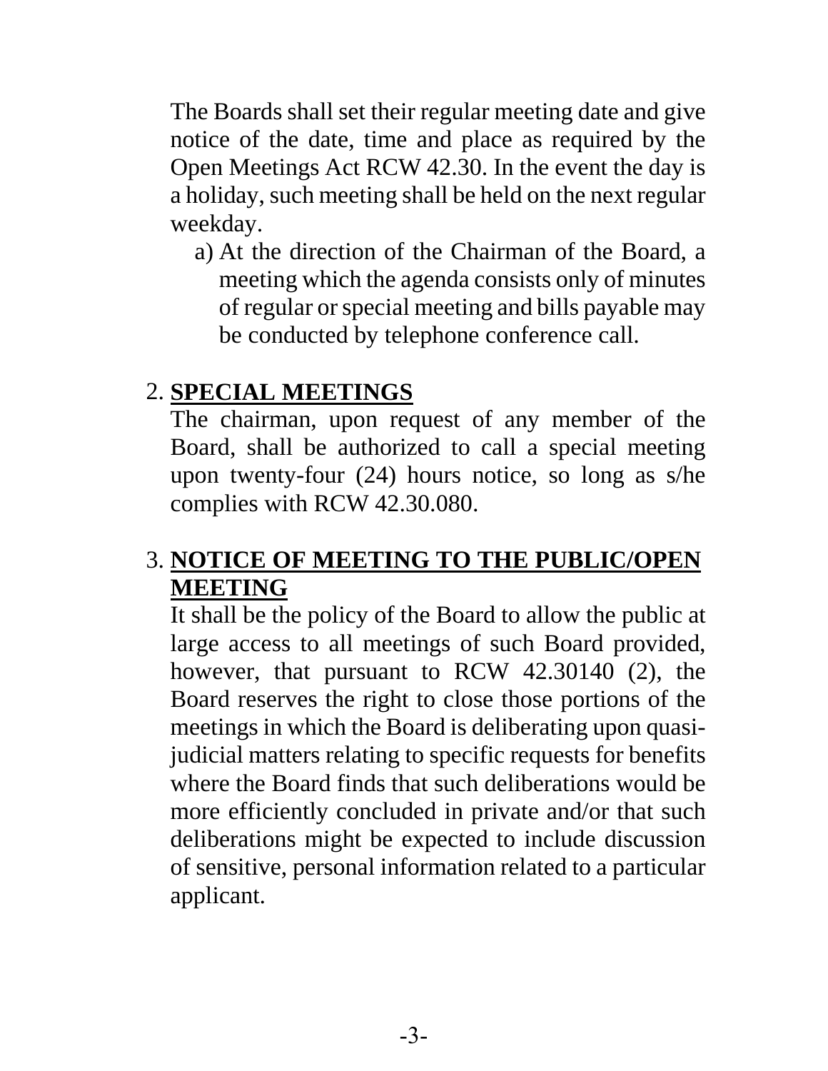The Boards shall set their regular meeting date and give notice of the date, time and place as required by the Open Meetings Act RCW 42.30. In the event the day is a holiday, such meeting shall be held on the next regular weekday.

a) At the direction of the Chairman of the Board, a meeting which the agenda consists only of minutes of regular or special meeting and bills payable may be conducted by telephone conference call.

2. **SPECIAL MEETINGS**

The chairman, upon request of any member of the Board, shall be authorized to call a special meeting upon twenty-four (24) hours notice, so long as s/he complies with RCW 42.30.080.

3. **NOTICE OF MEETING TO THE PUBLIC/OPEN MEETING**

It shall be the policy of the Board to allow the public at large access to all meetings of such Board provided, however, that pursuant to RCW 42.30140 (2), the Board reserves the right to close those portions of the meetings in which the Board is deliberating upon quasi-judicial matters relating to specific requests for benefits where the Board finds that such deliberations would be more efficiently concluded in private and/or that such deliberations might be expected to include discussion of sensitive, personal information related to a particular applicant.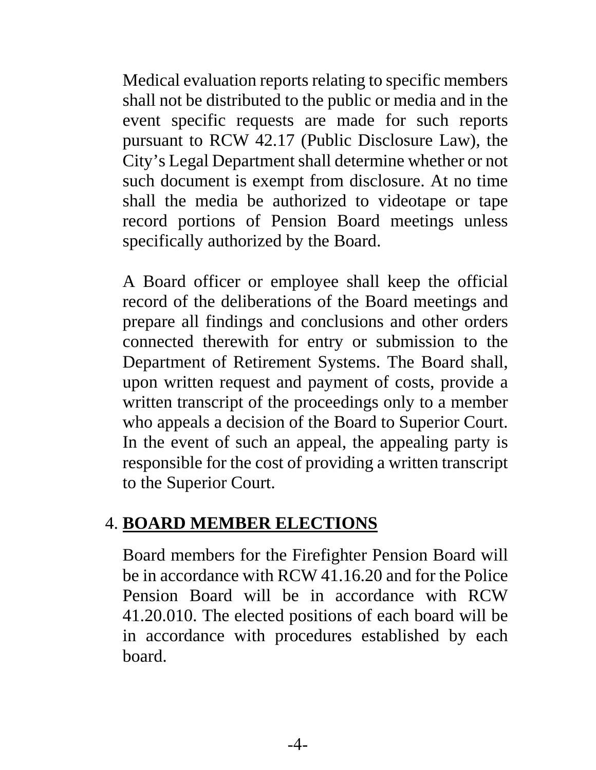Medical evaluation reports relating to specific members shall not be distributed to the public or media and in the event specific requests are made for such reports pursuant to RCW 42.17 (Public Disclosure Law), the City's Legal Department shall determine whether or not such document is exempt from disclosure. At no time shall the media be authorized to videotape or tape record portions of Pension Board meetings unless specifically authorized by the Board.

A Board officer or employee shall keep the official record of the deliberations of the Board meetings and prepare all findings and conclusions and other orders connected therewith for entry or submission to the Department of Retirement Systems. The Board shall, upon written request and payment of costs, provide a written transcript of the proceedings only to a member who appeals a decision of the Board to Superior Court. In the event of such an appeal, the appealing party is responsible for the cost of providing a written transcript to the Superior Court.

## 4. BOARD MEMBER ELECTIONS

Board members for the Firefighter Pension Board will be in accordance with RCW 41.16.20 and for the Police Pension Board will be in accordance with RCW 41.20.010. The elected positions of each board will be in accordance with procedures established by each board.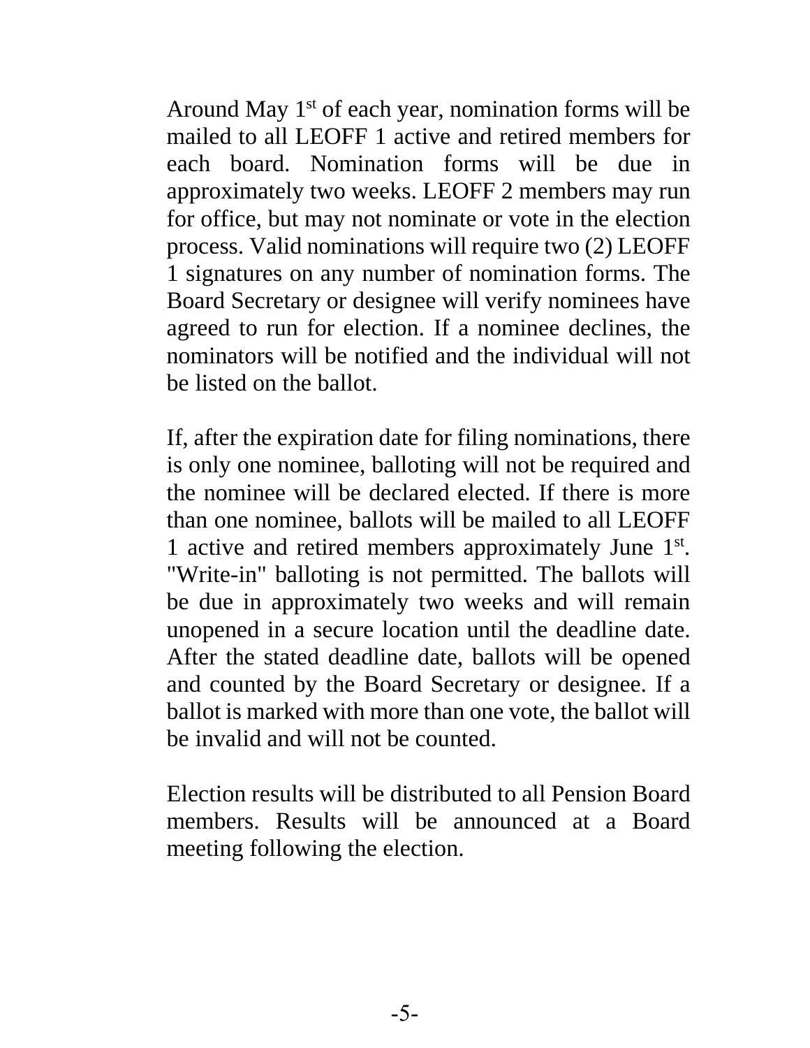Around May 1st of each year, nomination forms will be mailed to all LEOFF 1 active and retired members for each board. Nomination forms will be due in approximately two weeks. LEOFF 2 members may run for office, but may not nominate or vote in the election process. Valid nominations will require two (2) LEOFF 1 signatures on any number of nomination forms. The Board Secretary or designee will verify nominees have agreed to run for election. If a nominee declines, the nominators will be notified and the individual will not be listed on the ballot.

If, after the expiration date for filing nominations, there is only one nominee, balloting will not be required and the nominee will be declared elected. If there is more than one nominee, ballots will be mailed to all LEOFF 1 active and retired members approximately June 1st. "Write-in" balloting is not permitted. The ballots will be due in approximately two weeks and will remain unopened in a secure location until the deadline date. After the stated deadline date, ballots will be opened and counted by the Board Secretary or designee. If a ballot is marked with more than one vote, the ballot will be invalid and will not be counted.

Election results will be distributed to all Pension Board members. Results will be announced at a Board meeting following the election.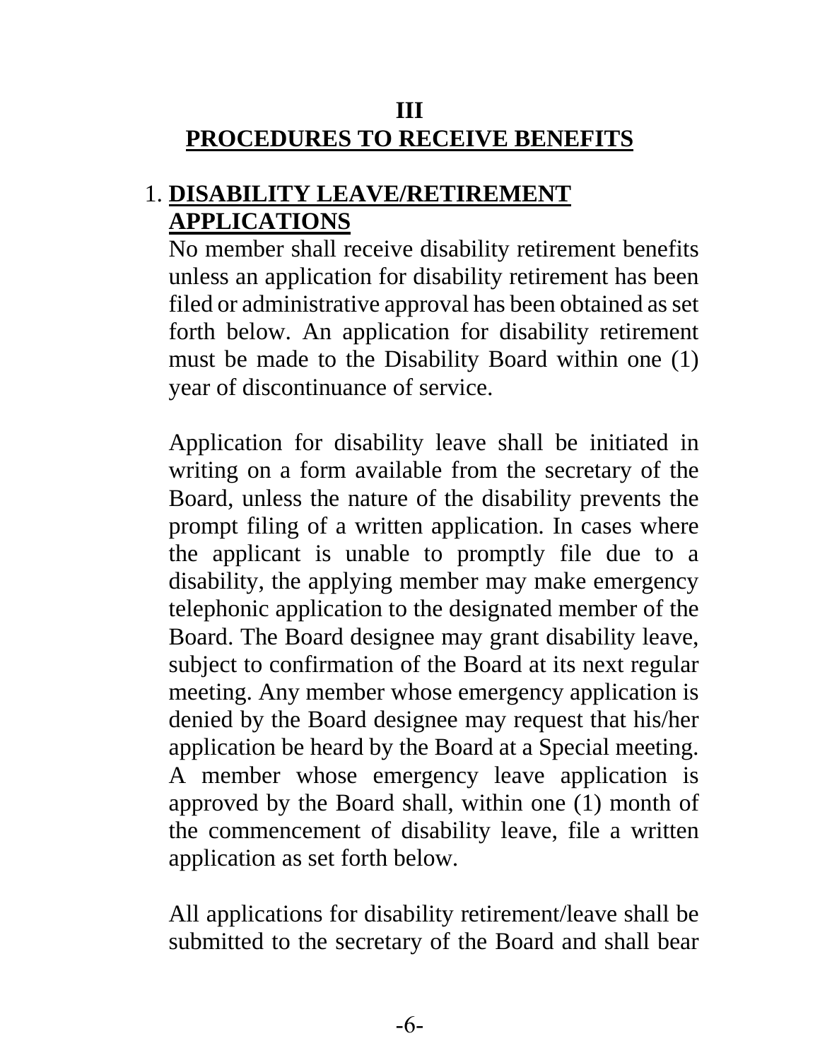# III
# PROCEDURES TO RECEIVE BENEFITS

## 1. DISABILITY LEAVE/RETIREMENT APPLICATIONS

No member shall receive disability retirement benefits unless an application for disability retirement has been filed or administrative approval has been obtained as set forth below. An application for disability retirement must be made to the Disability Board within one (1) year of discontinuance of service.

Application for disability leave shall be initiated in writing on a form available from the secretary of the Board, unless the nature of the disability prevents the prompt filing of a written application. In cases where the applicant is unable to promptly file due to a disability, the applying member may make emergency telephonic application to the designated member of the Board. The Board designee may grant disability leave, subject to confirmation of the Board at its next regular meeting. Any member whose emergency application is denied by the Board designee may request that his/her application be heard by the Board at a Special meeting. A member whose emergency leave application is approved by the Board shall, within one (1) month of the commencement of disability leave, file a written application as set forth below.

All applications for disability retirement/leave shall be submitted to the secretary of the Board and shall bear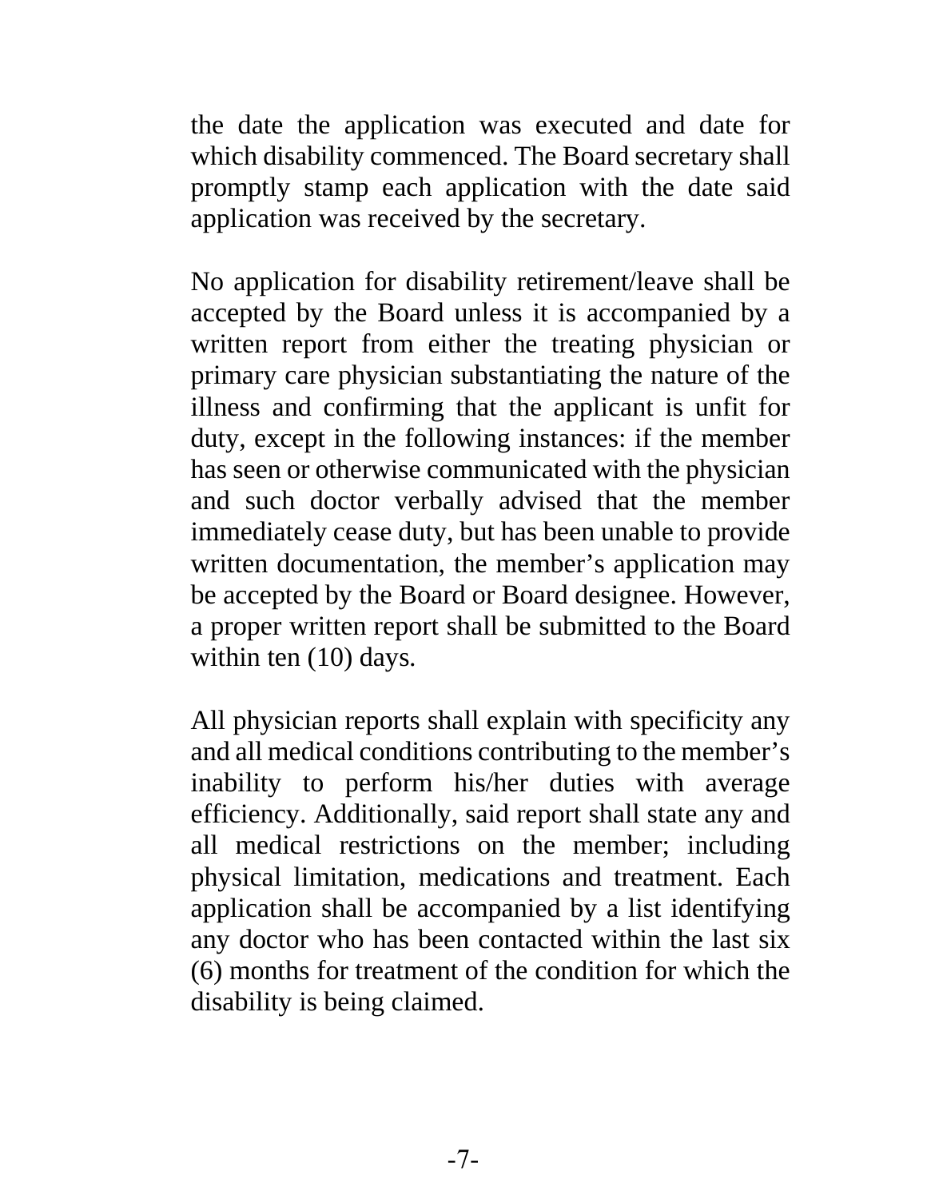the date the application was executed and date for which disability commenced. The Board secretary shall promptly stamp each application with the date said application was received by the secretary.

No application for disability retirement/leave shall be accepted by the Board unless it is accompanied by a written report from either the treating physician or primary care physician substantiating the nature of the illness and confirming that the applicant is unfit for duty, except in the following instances: if the member has seen or otherwise communicated with the physician and such doctor verbally advised that the member immediately cease duty, but has been unable to provide written documentation, the member's application may be accepted by the Board or Board designee. However, a proper written report shall be submitted to the Board within ten (10) days.

All physician reports shall explain with specificity any and all medical conditions contributing to the member's inability to perform his/her duties with average efficiency. Additionally, said report shall state any and all medical restrictions on the member; including physical limitation, medications and treatment. Each application shall be accompanied by a list identifying any doctor who has been contacted within the last six (6) months for treatment of the condition for which the disability is being claimed.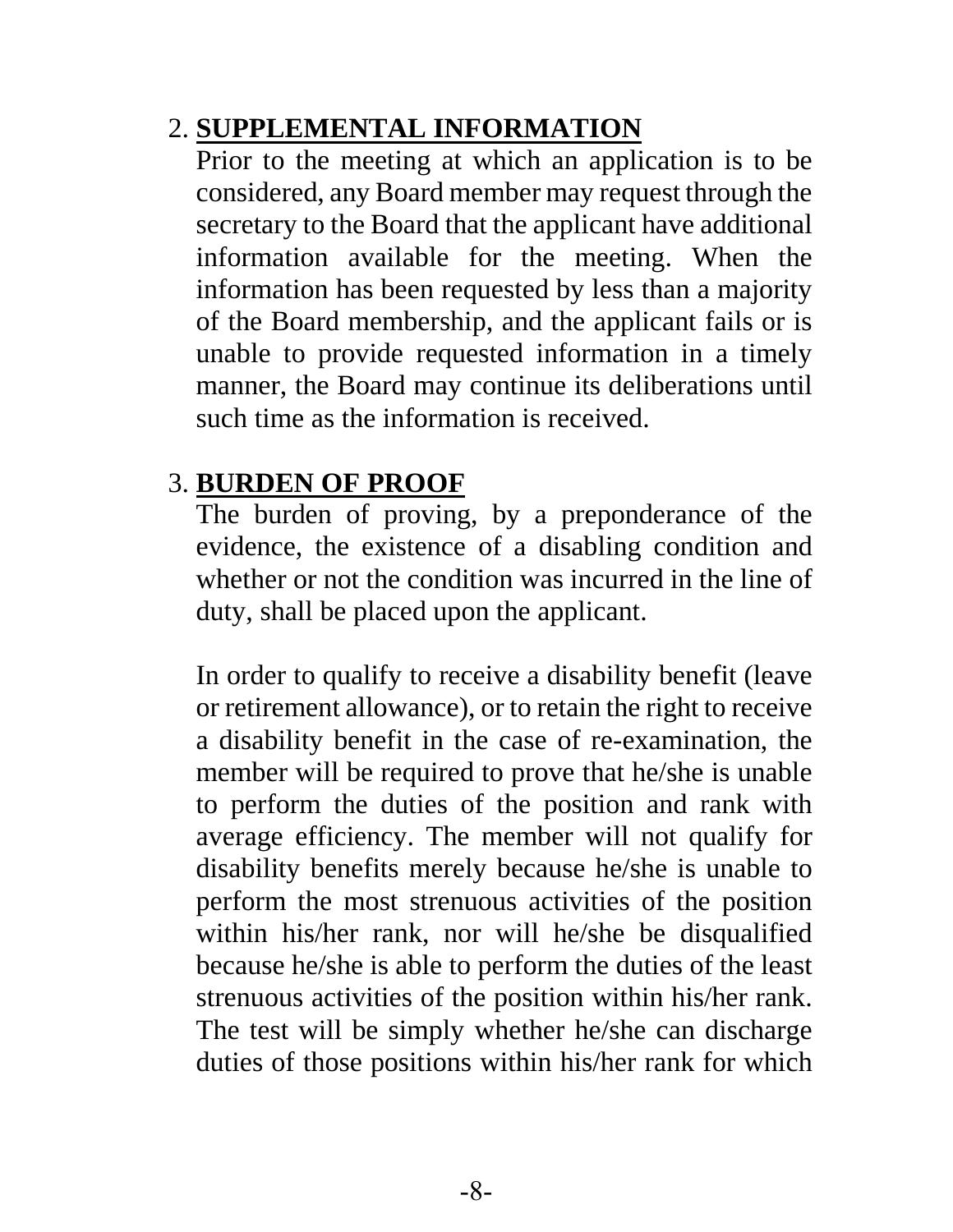2. **SUPPLEMENTAL INFORMATION**

Prior to the meeting at which an application is to be considered, any Board member may request through the secretary to the Board that the applicant have additional information available for the meeting. When the information has been requested by less than a majority of the Board membership, and the applicant fails or is unable to provide requested information in a timely manner, the Board may continue its deliberations until such time as the information is received.

3. **BURDEN OF PROOF**

The burden of proving, by a preponderance of the evidence, the existence of a disabling condition and whether or not the condition was incurred in the line of duty, shall be placed upon the applicant.

In order to qualify to receive a disability benefit (leave or retirement allowance), or to retain the right to receive a disability benefit in the case of re-examination, the member will be required to prove that he/she is unable to perform the duties of the position and rank with average efficiency. The member will not qualify for disability benefits merely because he/she is unable to perform the most strenuous activities of the position within his/her rank, nor will he/she be disqualified because he/she is able to perform the duties of the least strenuous activities of the position within his/her rank. The test will be simply whether he/she can discharge duties of those positions within his/her rank for which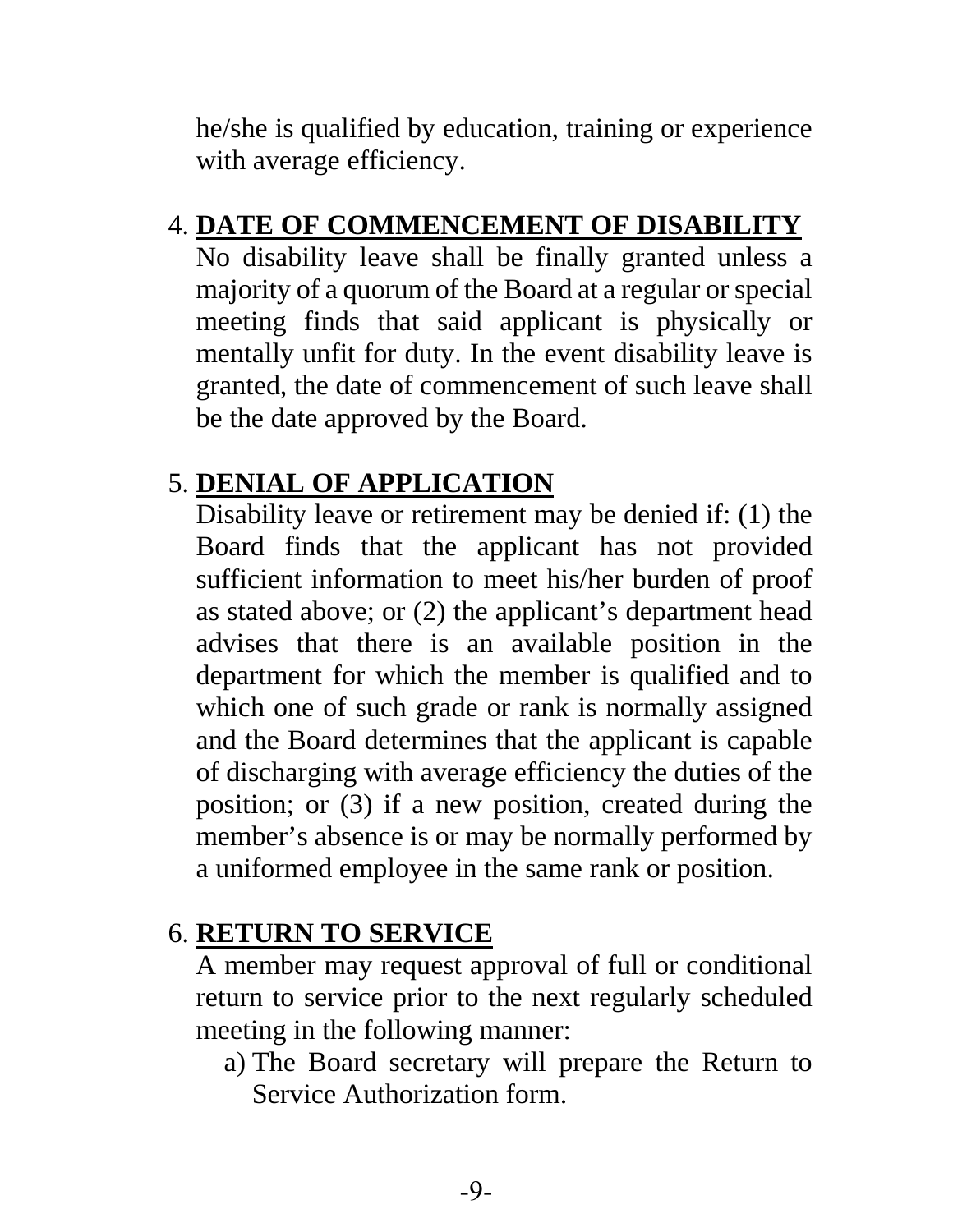he/she is qualified by education, training or experience with average efficiency.

4. **DATE OF COMMENCEMENT OF DISABILITY**

   No disability leave shall be finally granted unless a majority of a quorum of the Board at a regular or special meeting finds that said applicant is physically or mentally unfit for duty. In the event disability leave is granted, the date of commencement of such leave shall be the date approved by the Board.

5. **DENIAL OF APPLICATION**

   Disability leave or retirement may be denied if: (1) the Board finds that the applicant has not provided sufficient information to meet his/her burden of proof as stated above; or (2) the applicant's department head advises that there is an available position in the department for which the member is qualified and to which one of such grade or rank is normally assigned and the Board determines that the applicant is capable of discharging with average efficiency the duties of the position; or (3) if a new position, created during the member's absence is or may be normally performed by a uniformed employee in the same rank or position.

6. **RETURN TO SERVICE**

   A member may request approval of full or conditional return to service prior to the next regularly scheduled meeting in the following manner:

   a) The Board secretary will prepare the Return to Service Authorization form.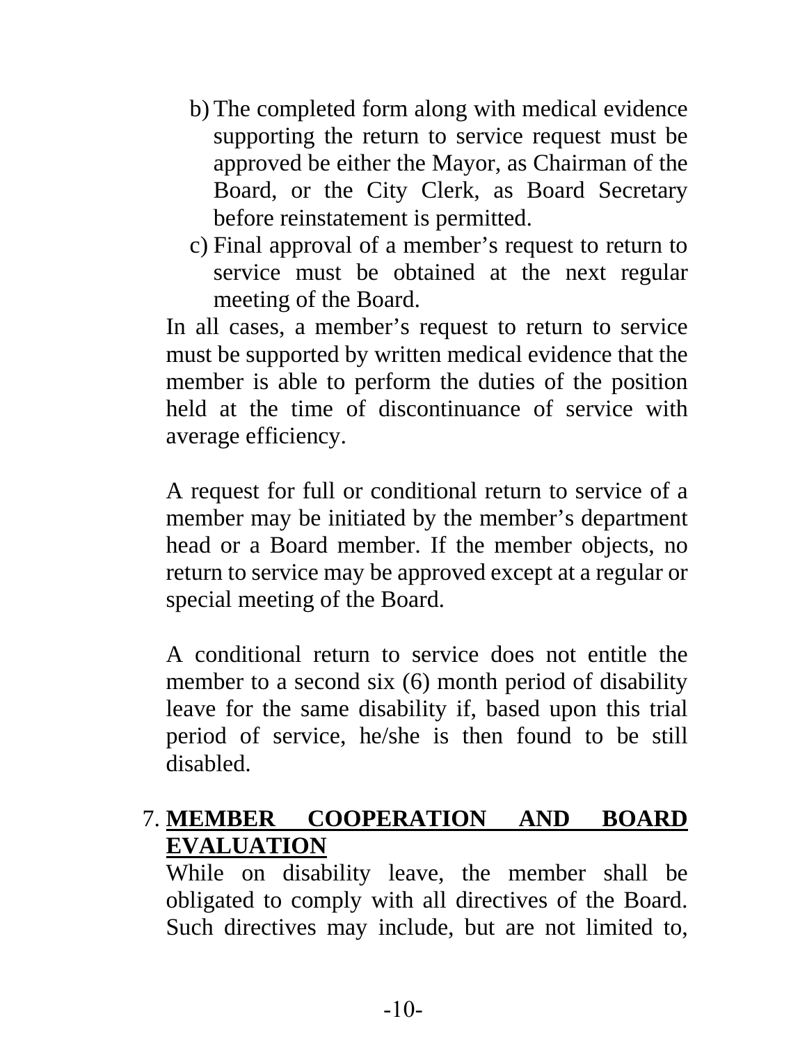b) The completed form along with medical evidence supporting the return to service request must be approved be either the Mayor, as Chairman of the Board, or the City Clerk, as Board Secretary before reinstatement is permitted.
c) Final approval of a member's request to return to service must be obtained at the next regular meeting of the Board.

In all cases, a member's request to return to service must be supported by written medical evidence that the member is able to perform the duties of the position held at the time of discontinuance of service with average efficiency.

A request for full or conditional return to service of a member may be initiated by the member's department head or a Board member. If the member objects, no return to service may be approved except at a regular or special meeting of the Board.

A conditional return to service does not entitle the member to a second six (6) month period of disability leave for the same disability if, based upon this trial period of service, he/she is then found to be still disabled.

7. **MEMBER COOPERATION AND BOARD EVALUATION**

While on disability leave, the member shall be obligated to comply with all directives of the Board. Such directives may include, but are not limited to,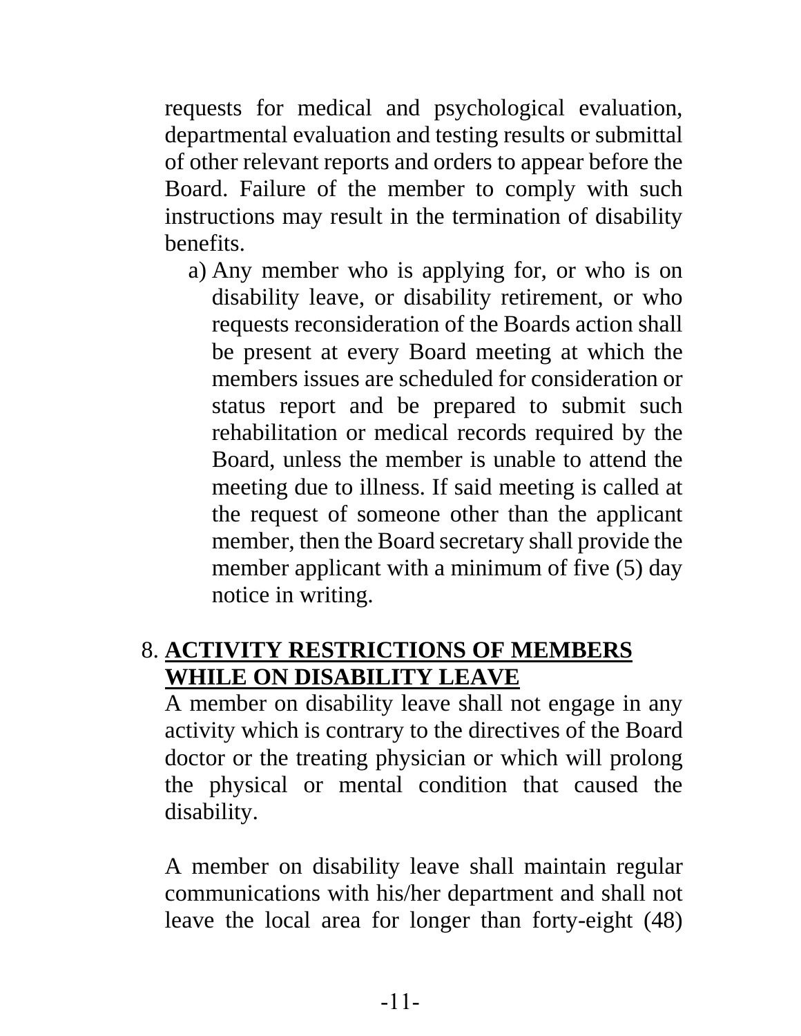requests for medical and psychological evaluation, departmental evaluation and testing results or submittal of other relevant reports and orders to appear before the Board. Failure of the member to comply with such instructions may result in the termination of disability benefits.

a) Any member who is applying for, or who is on disability leave, or disability retirement, or who requests reconsideration of the Boards action shall be present at every Board meeting at which the members issues are scheduled for consideration or status report and be prepared to submit such rehabilitation or medical records required by the Board, unless the member is unable to attend the meeting due to illness. If said meeting is called at the request of someone other than the applicant member, then the Board secretary shall provide the member applicant with a minimum of five (5) day notice in writing.

8. **ACTIVITY RESTRICTIONS OF MEMBERS WHILE ON DISABILITY LEAVE**

A member on disability leave shall not engage in any activity which is contrary to the directives of the Board doctor or the treating physician or which will prolong the physical or mental condition that caused the disability.

A member on disability leave shall maintain regular communications with his/her department and shall not leave the local area for longer than forty-eight (48)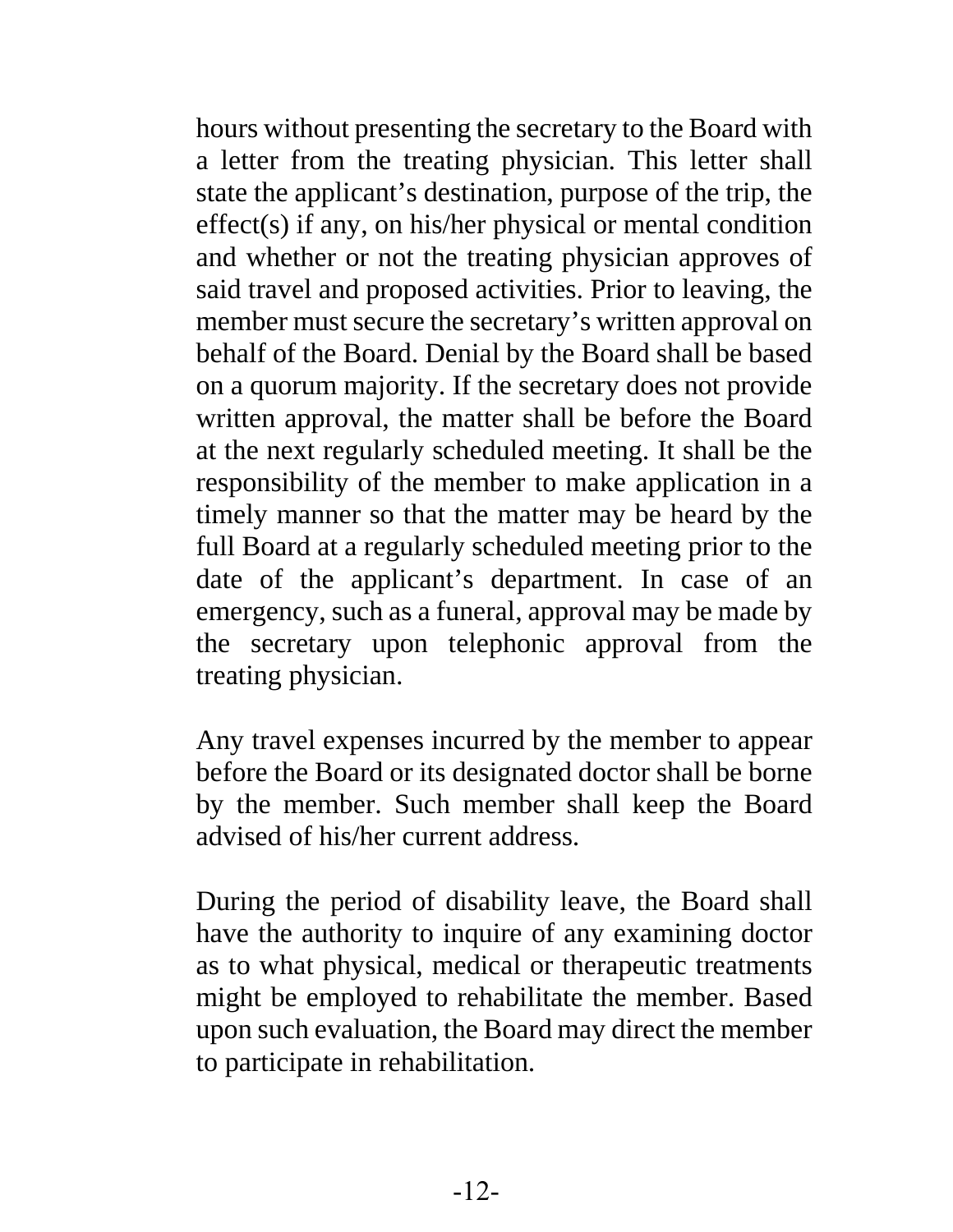hours without presenting the secretary to the Board with a letter from the treating physician. This letter shall state the applicant’s destination, purpose of the trip, the effect(s) if any, on his/her physical or mental condition and whether or not the treating physician approves of said travel and proposed activities. Prior to leaving, the member must secure the secretary’s written approval on behalf of the Board. Denial by the Board shall be based on a quorum majority. If the secretary does not provide written approval, the matter shall be before the Board at the next regularly scheduled meeting. It shall be the responsibility of the member to make application in a timely manner so that the matter may be heard by the full Board at a regularly scheduled meeting prior to the date of the applicant’s department. In case of an emergency, such as a funeral, approval may be made by the secretary upon telephonic approval from the treating physician.

Any travel expenses incurred by the member to appear before the Board or its designated doctor shall be borne by the member. Such member shall keep the Board advised of his/her current address.

During the period of disability leave, the Board shall have the authority to inquire of any examining doctor as to what physical, medical or therapeutic treatments might be employed to rehabilitate the member. Based upon such evaluation, the Board may direct the member to participate in rehabilitation.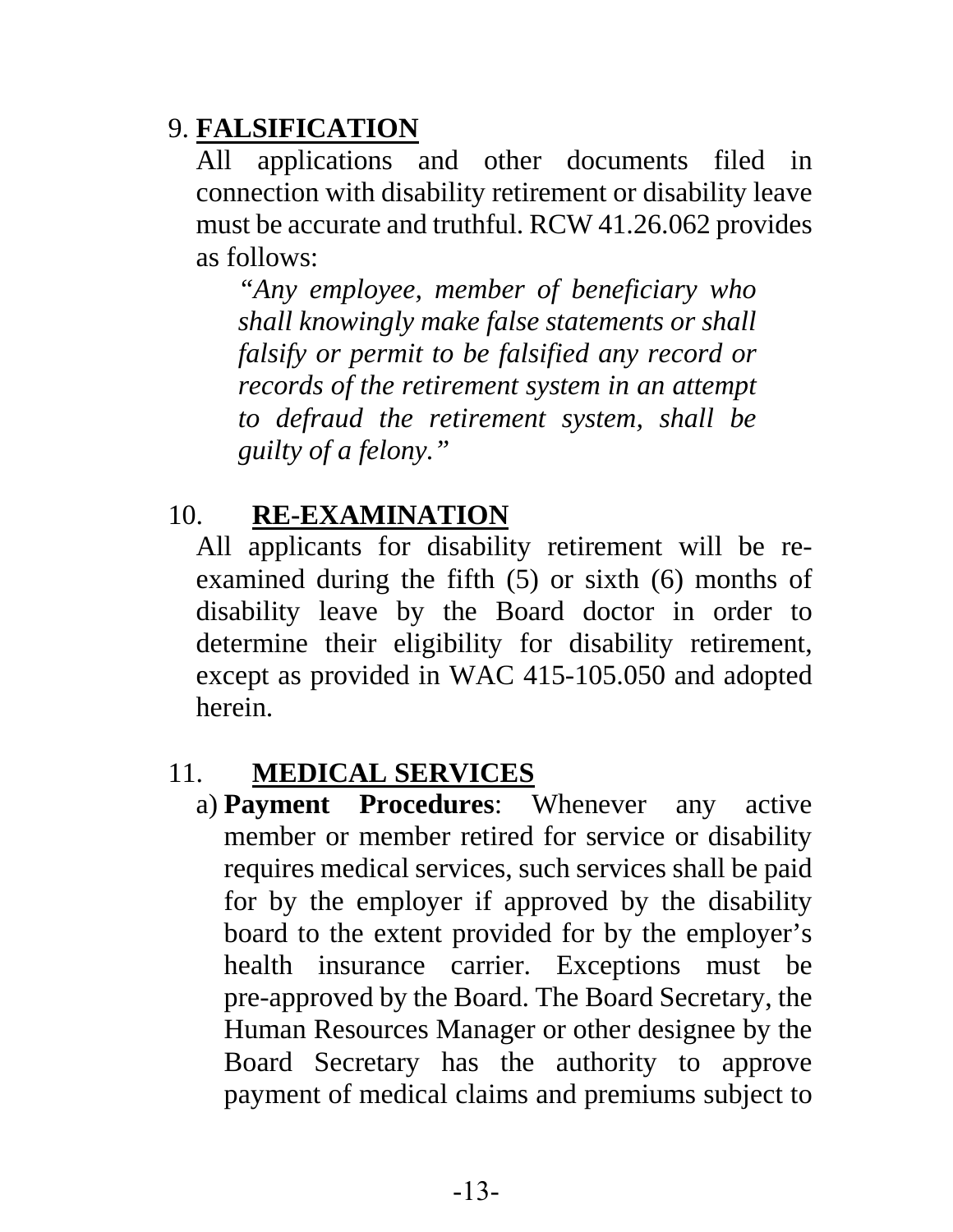9. **FALSIFICATION**

All applications and other documents filed in connection with disability retirement or disability leave must be accurate and truthful. RCW 41.26.062 provides as follows:

> *"Any employee, member of beneficiary who shall knowingly make false statements or shall falsify or permit to be falsified any record or records of the retirement system in an attempt to defraud the retirement system, shall be guilty of a felony."*

10. **RE-EXAMINATION**

All applicants for disability retirement will be re-examined during the fifth (5) or sixth (6) months of disability leave by the Board doctor in order to determine their eligibility for disability retirement, except as provided in WAC 415-105.050 and adopted herein.

11. **MEDICAL SERVICES**

a) **Payment Procedures**: Whenever any active member or member retired for service or disability requires medical services, such services shall be paid for by the employer if approved by the disability board to the extent provided for by the employer's health insurance carrier. Exceptions must be pre-approved by the Board. The Board Secretary, the Human Resources Manager or other designee by the Board Secretary has the authority to approve payment of medical claims and premiums subject to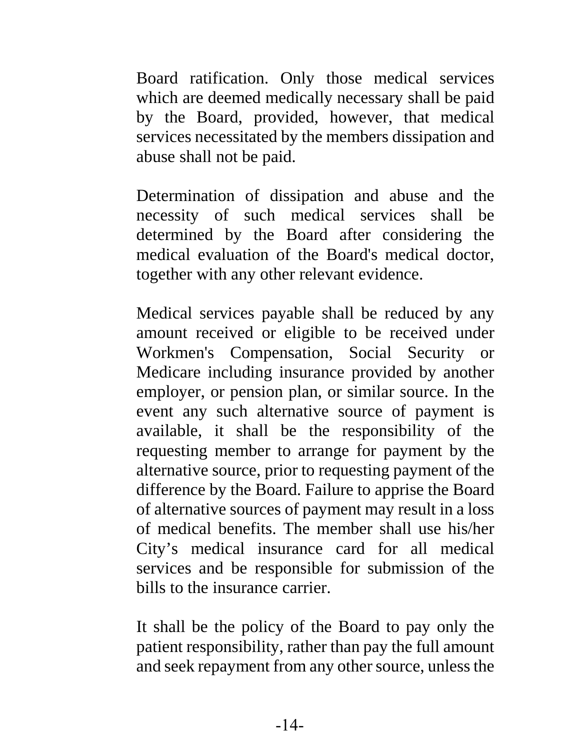Board ratification. Only those medical services which are deemed medically necessary shall be paid by the Board, provided, however, that medical services necessitated by the members dissipation and abuse shall not be paid.

Determination of dissipation and abuse and the necessity of such medical services shall be determined by the Board after considering the medical evaluation of the Board's medical doctor, together with any other relevant evidence.

Medical services payable shall be reduced by any amount received or eligible to be received under Workmen's Compensation, Social Security or Medicare including insurance provided by another employer, or pension plan, or similar source. In the event any such alternative source of payment is available, it shall be the responsibility of the requesting member to arrange for payment by the alternative source, prior to requesting payment of the difference by the Board. Failure to apprise the Board of alternative sources of payment may result in a loss of medical benefits. The member shall use his/her City's medical insurance card for all medical services and be responsible for submission of the bills to the insurance carrier.

It shall be the policy of the Board to pay only the patient responsibility, rather than pay the full amount and seek repayment from any other source, unless the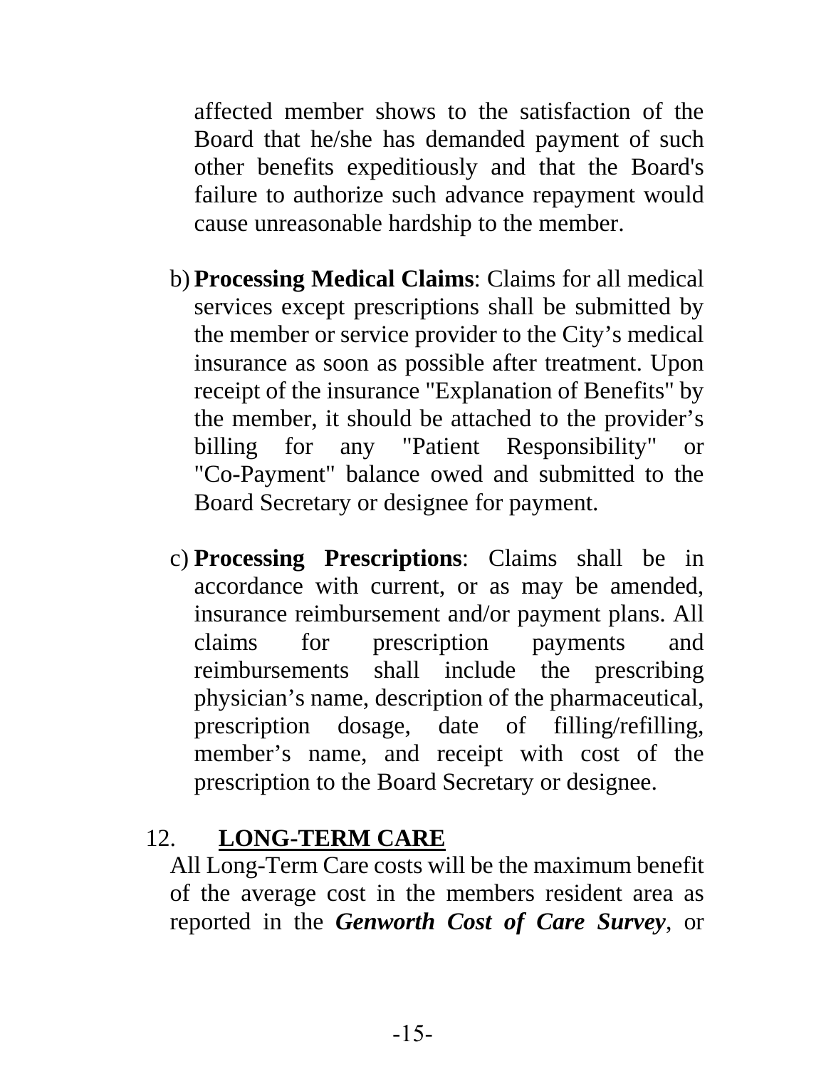affected member shows to the satisfaction of the Board that he/she has demanded payment of such other benefits expeditiously and that the Board's failure to authorize such advance repayment would cause unreasonable hardship to the member.

b) **Processing Medical Claims**: Claims for all medical services except prescriptions shall be submitted by the member or service provider to the City's medical insurance as soon as possible after treatment. Upon receipt of the insurance "Explanation of Benefits" by the member, it should be attached to the provider's billing for any "Patient Responsibility" or "Co-Payment" balance owed and submitted to the Board Secretary or designee for payment.

c) **Processing Prescriptions**: Claims shall be in accordance with current, or as may be amended, insurance reimbursement and/or payment plans. All claims for prescription payments and reimbursements shall include the prescribing physician's name, description of the pharmaceutical, prescription dosage, date of filling/refilling, member's name, and receipt with cost of the prescription to the Board Secretary or designee.

## 12. LONG-TERM CARE

All Long-Term Care costs will be the maximum benefit of the average cost in the members resident area as reported in the ***Genworth Cost of Care Survey***, or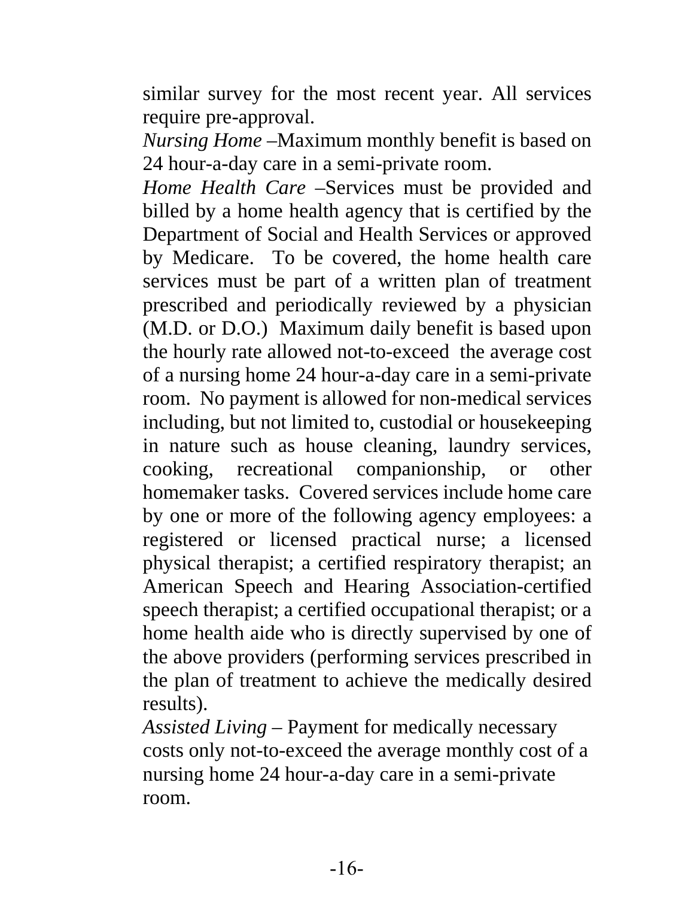similar survey for the most recent year. All services require pre-approval.

*Nursing Home* –Maximum monthly benefit is based on 24 hour-a-day care in a semi-private room.

*Home Health Care* –Services must be provided and billed by a home health agency that is certified by the Department of Social and Health Services or approved by Medicare. To be covered, the home health care services must be part of a written plan of treatment prescribed and periodically reviewed by a physician (M.D. or D.O.) Maximum daily benefit is based upon the hourly rate allowed not-to-exceed the average cost of a nursing home 24 hour-a-day care in a semi-private room. No payment is allowed for non-medical services including, but not limited to, custodial or housekeeping in nature such as house cleaning, laundry services, cooking, recreational companionship, or other homemaker tasks. Covered services include home care by one or more of the following agency employees: a registered or licensed practical nurse; a licensed physical therapist; a certified respiratory therapist; an American Speech and Hearing Association-certified speech therapist; a certified occupational therapist; or a home health aide who is directly supervised by one of the above providers (performing services prescribed in the plan of treatment to achieve the medically desired results).

*Assisted Living* – Payment for medically necessary costs only not-to-exceed the average monthly cost of a nursing home 24 hour-a-day care in a semi-private room.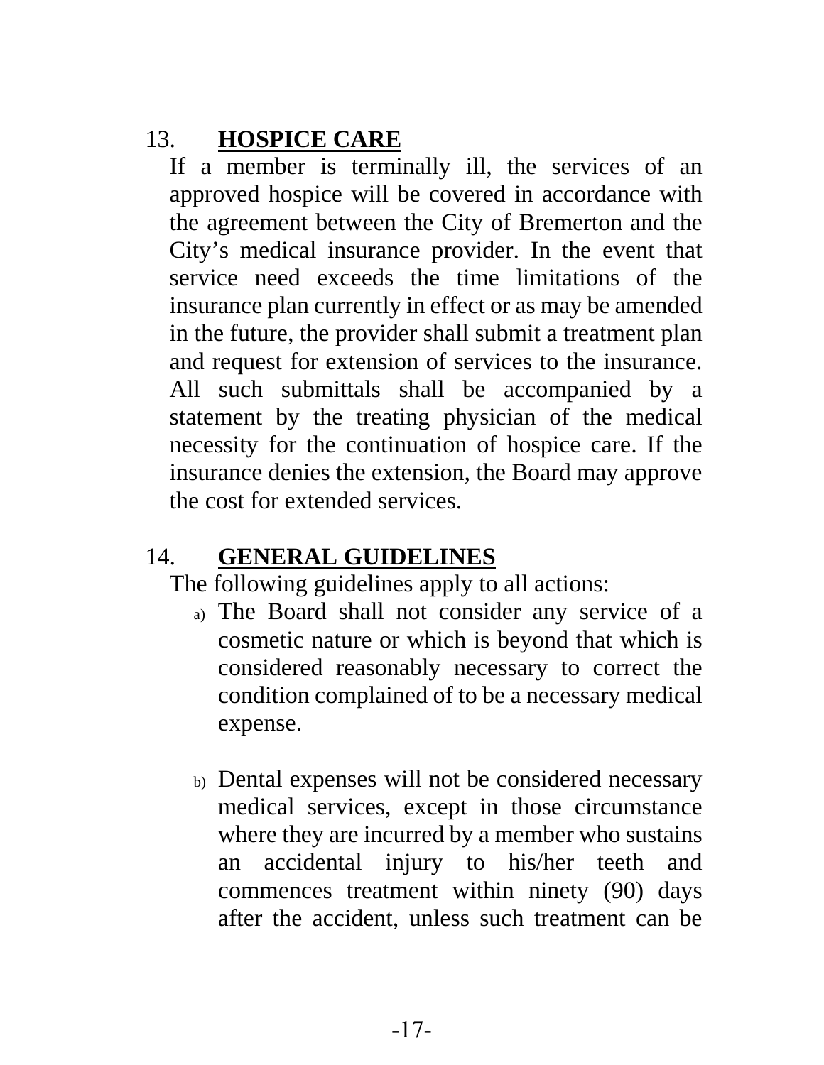## 13. HOSPICE CARE

If a member is terminally ill, the services of an approved hospice will be covered in accordance with the agreement between the City of Bremerton and the City's medical insurance provider. In the event that service need exceeds the time limitations of the insurance plan currently in effect or as may be amended in the future, the provider shall submit a treatment plan and request for extension of services to the insurance. All such submittals shall be accompanied by a statement by the treating physician of the medical necessity for the continuation of hospice care. If the insurance denies the extension, the Board may approve the cost for extended services.

## 14. GENERAL GUIDELINES

The following guidelines apply to all actions:

a) The Board shall not consider any service of a cosmetic nature or which is beyond that which is considered reasonably necessary to correct the condition complained of to be a necessary medical expense.

b) Dental expenses will not be considered necessary medical services, except in those circumstance where they are incurred by a member who sustains an accidental injury to his/her teeth and commences treatment within ninety (90) days after the accident, unless such treatment can be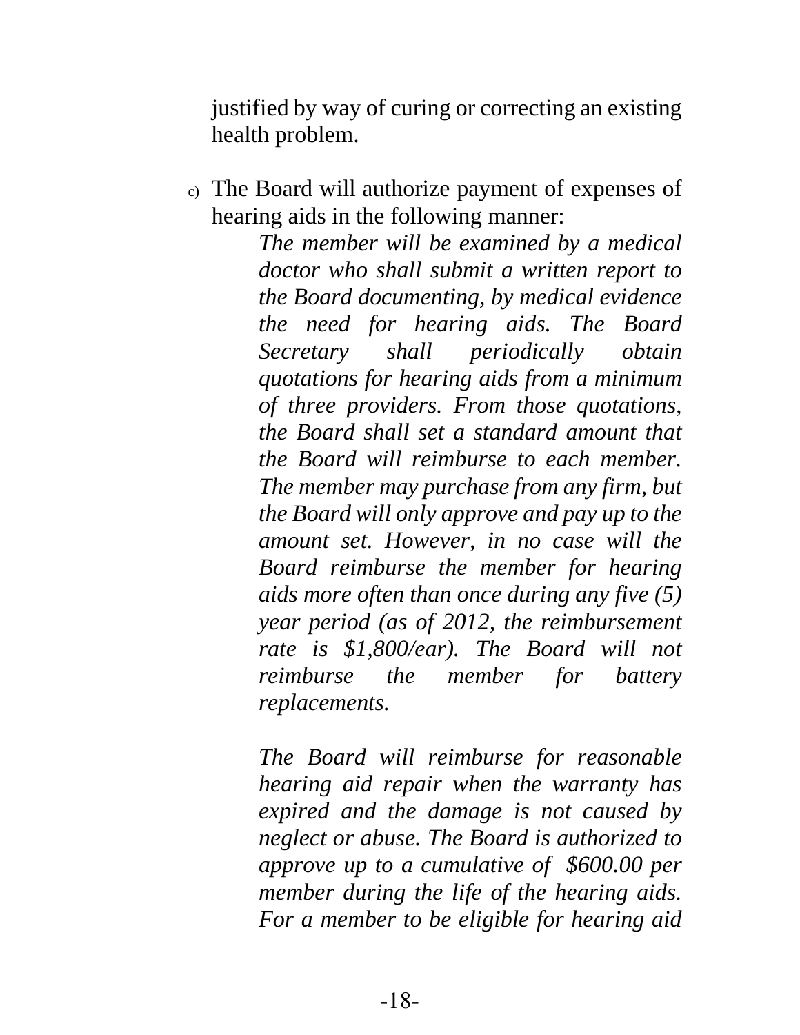justified by way of curing or correcting an existing health problem.

c) The Board will authorize payment of expenses of hearing aids in the following manner:

   *The member will be examined by a medical doctor who shall submit a written report to the Board documenting, by medical evidence the need for hearing aids. The Board Secretary shall periodically obtain quotations for hearing aids from a minimum of three providers. From those quotations, the Board shall set a standard amount that the Board will reimburse to each member. The member may purchase from any firm, but the Board will only approve and pay up to the amount set. However, in no case will the Board reimburse the member for hearing aids more often than once during any five (5) year period (as of 2012, the reimbursement rate is $1,800/ear). The Board will not reimburse the member for battery replacements.*

   *The Board will reimburse for reasonable hearing aid repair when the warranty has expired and the damage is not caused by neglect or abuse. The Board is authorized to approve up to a cumulative of $600.00 per member during the life of the hearing aids. For a member to be eligible for hearing aid*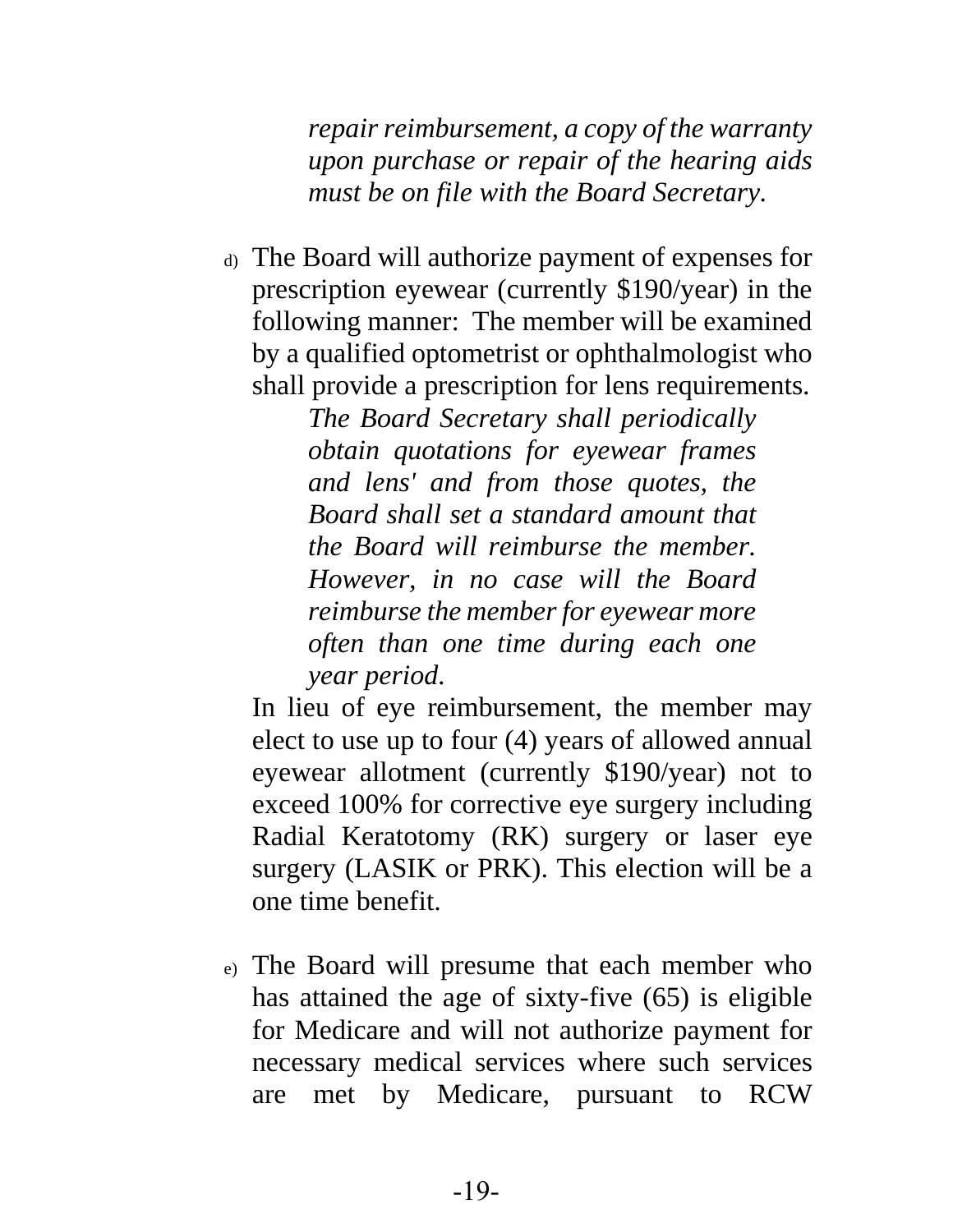*repair reimbursement, a copy of the warranty upon purchase or repair of the hearing aids must be on file with the Board Secretary.*

d) The Board will authorize payment of expenses for prescription eyewear (currently $190/year) in the following manner: The member will be examined by a qualified optometrist or ophthalmologist who shall provide a prescription for lens requirements.

   *The Board Secretary shall periodically obtain quotations for eyewear frames and lens' and from those quotes, the Board shall set a standard amount that the Board will reimburse the member. However, in no case will the Board reimburse the member for eyewear more often than one time during each one year period.*

   In lieu of eye reimbursement, the member may elect to use up to four (4) years of allowed annual eyewear allotment (currently $190/year) not to exceed 100% for corrective eye surgery including Radial Keratotomy (RK) surgery or laser eye surgery (LASIK or PRK). This election will be a one time benefit.

e) The Board will presume that each member who has attained the age of sixty-five (65) is eligible for Medicare and will not authorize payment for necessary medical services where such services are met by Medicare, pursuant to RCW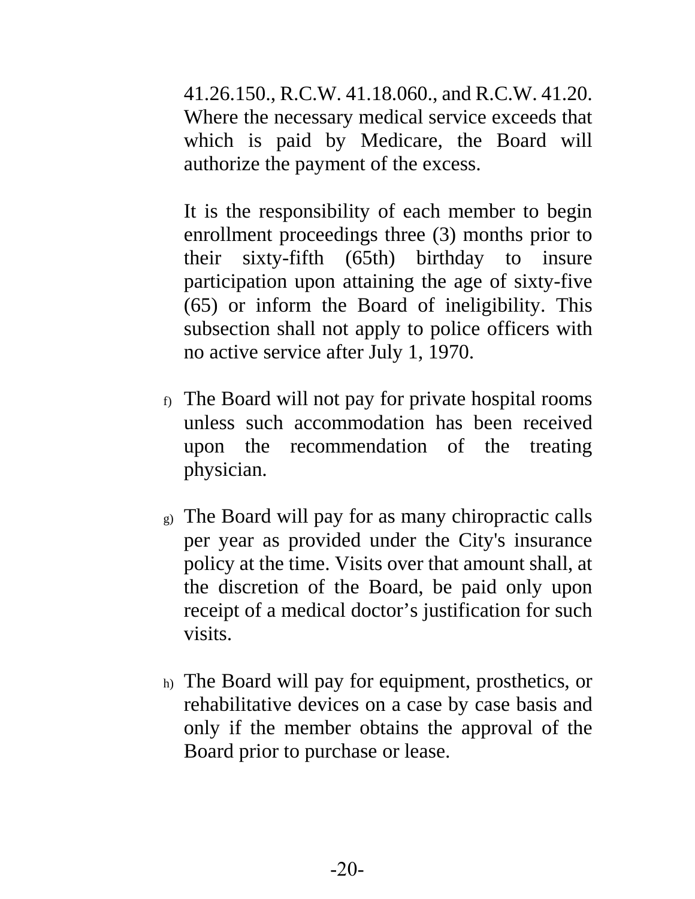41.26.150., R.C.W. 41.18.060., and R.C.W. 41.20. Where the necessary medical service exceeds that which is paid by Medicare, the Board will authorize the payment of the excess.

It is the responsibility of each member to begin enrollment proceedings three (3) months prior to their sixty-fifth (65th) birthday to insure participation upon attaining the age of sixty-five (65) or inform the Board of ineligibility. This subsection shall not apply to police officers with no active service after July 1, 1970.

f) The Board will not pay for private hospital rooms unless such accommodation has been received upon the recommendation of the treating physician.

g) The Board will pay for as many chiropractic calls per year as provided under the City's insurance policy at the time. Visits over that amount shall, at the discretion of the Board, be paid only upon receipt of a medical doctor’s justification for such visits.

h) The Board will pay for equipment, prosthetics, or rehabilitative devices on a case by case basis and only if the member obtains the approval of the Board prior to purchase or lease.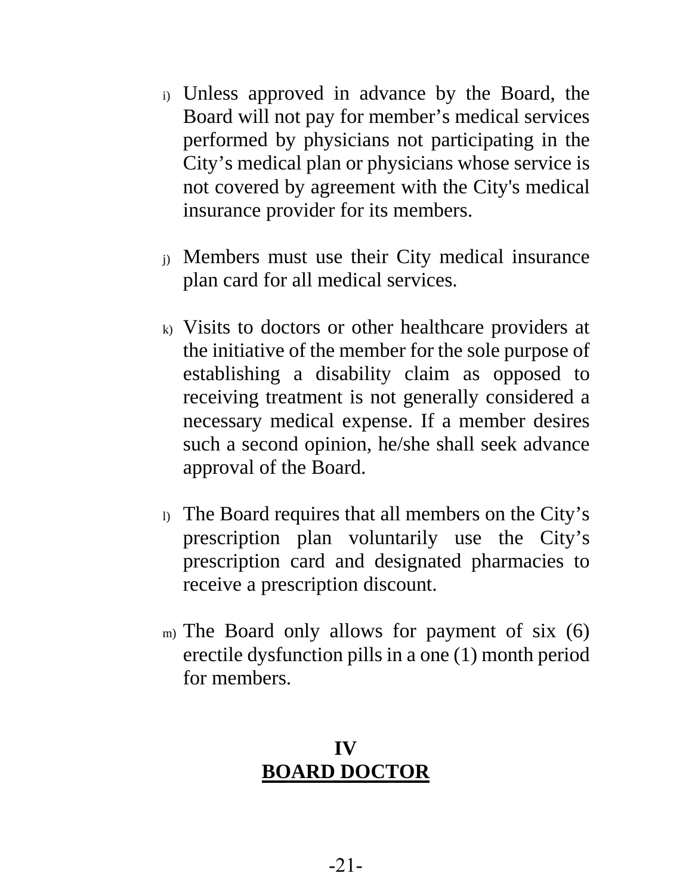i) Unless approved in advance by the Board, the Board will not pay for member’s medical services performed by physicians not participating in the City’s medical plan or physicians whose service is not covered by agreement with the City's medical insurance provider for its members.

j) Members must use their City medical insurance plan card for all medical services.

k) Visits to doctors or other healthcare providers at the initiative of the member for the sole purpose of establishing a disability claim as opposed to receiving treatment is not generally considered a necessary medical expense. If a member desires such a second opinion, he/she shall seek advance approval of the Board.

l) The Board requires that all members on the City’s prescription plan voluntarily use the City’s prescription card and designated pharmacies to receive a prescription discount.

m) The Board only allows for payment of six (6) erectile dysfunction pills in a one (1) month period for members.

## IV
## BOARD DOCTOR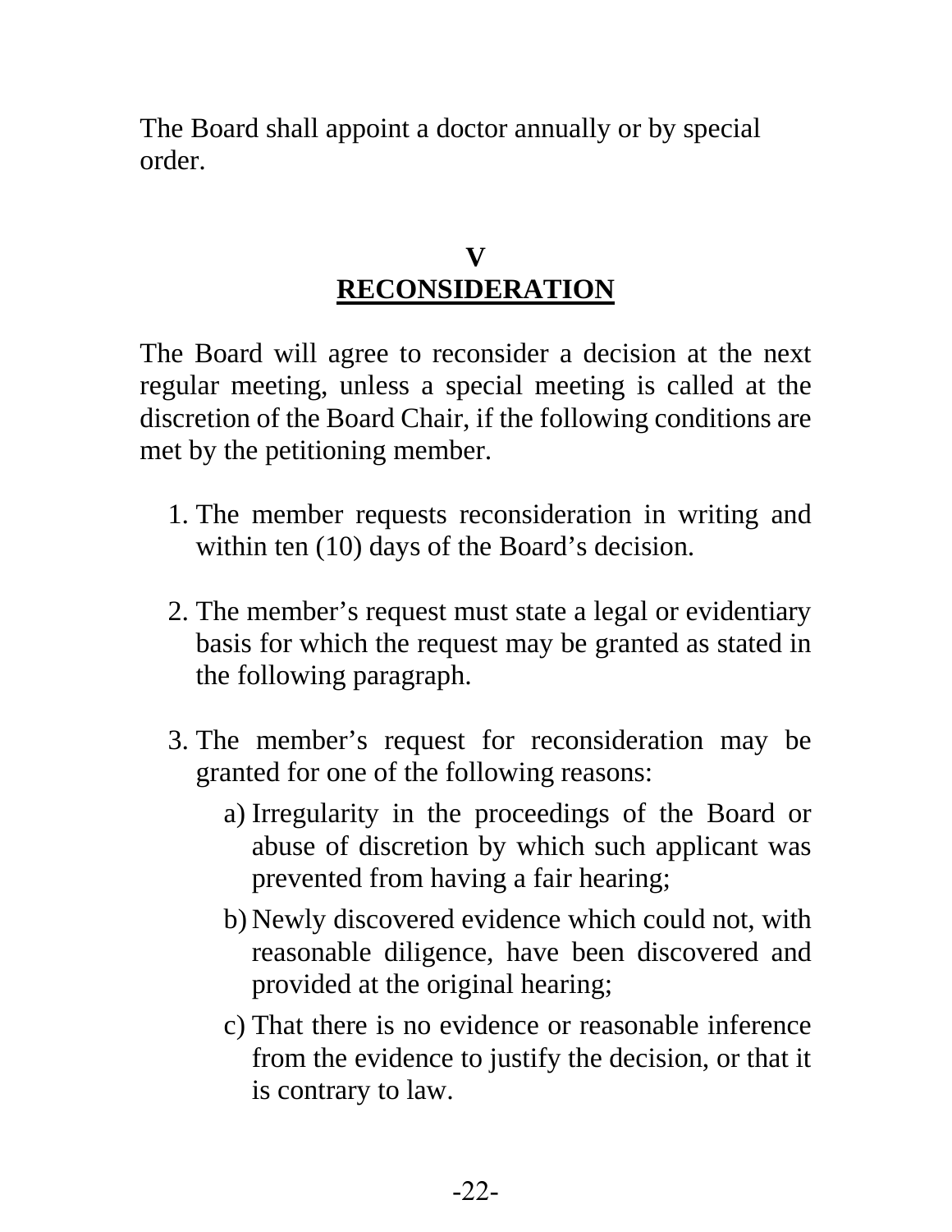The Board shall appoint a doctor annually or by special order.

## V
## RECONSIDERATION

The Board will agree to reconsider a decision at the next regular meeting, unless a special meeting is called at the discretion of the Board Chair, if the following conditions are met by the petitioning member.

1. The member requests reconsideration in writing and within ten (10) days of the Board's decision.

2. The member's request must state a legal or evidentiary basis for which the request may be granted as stated in the following paragraph.

3. The member's request for reconsideration may be granted for one of the following reasons:
   a) Irregularity in the proceedings of the Board or abuse of discretion by which such applicant was prevented from having a fair hearing;
   b) Newly discovered evidence which could not, with reasonable diligence, have been discovered and provided at the original hearing;
   c) That there is no evidence or reasonable inference from the evidence to justify the decision, or that it is contrary to law.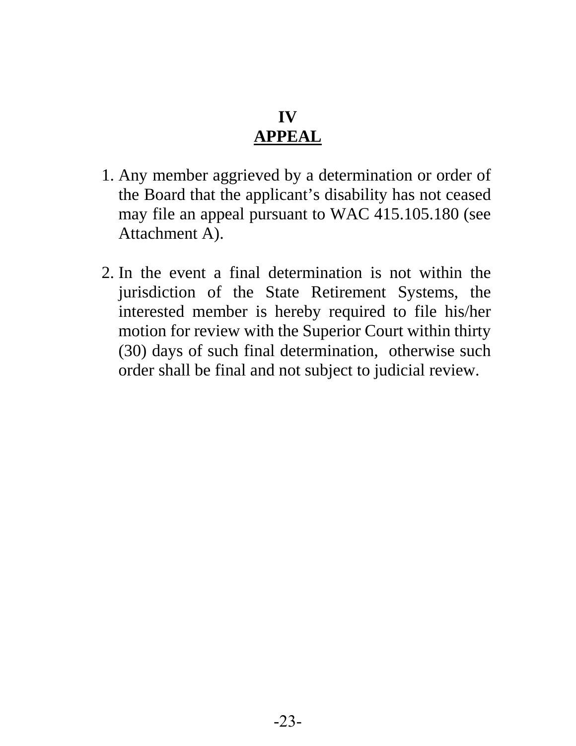## IV
## APPEAL

1. Any member aggrieved by a determination or order of the Board that the applicant's disability has not ceased may file an appeal pursuant to WAC 415.105.180 (see Attachment A).

2. In the event a final determination is not within the jurisdiction of the State Retirement Systems, the interested member is hereby required to file his/her motion for review with the Superior Court within thirty (30) days of such final determination, otherwise such order shall be final and not subject to judicial review.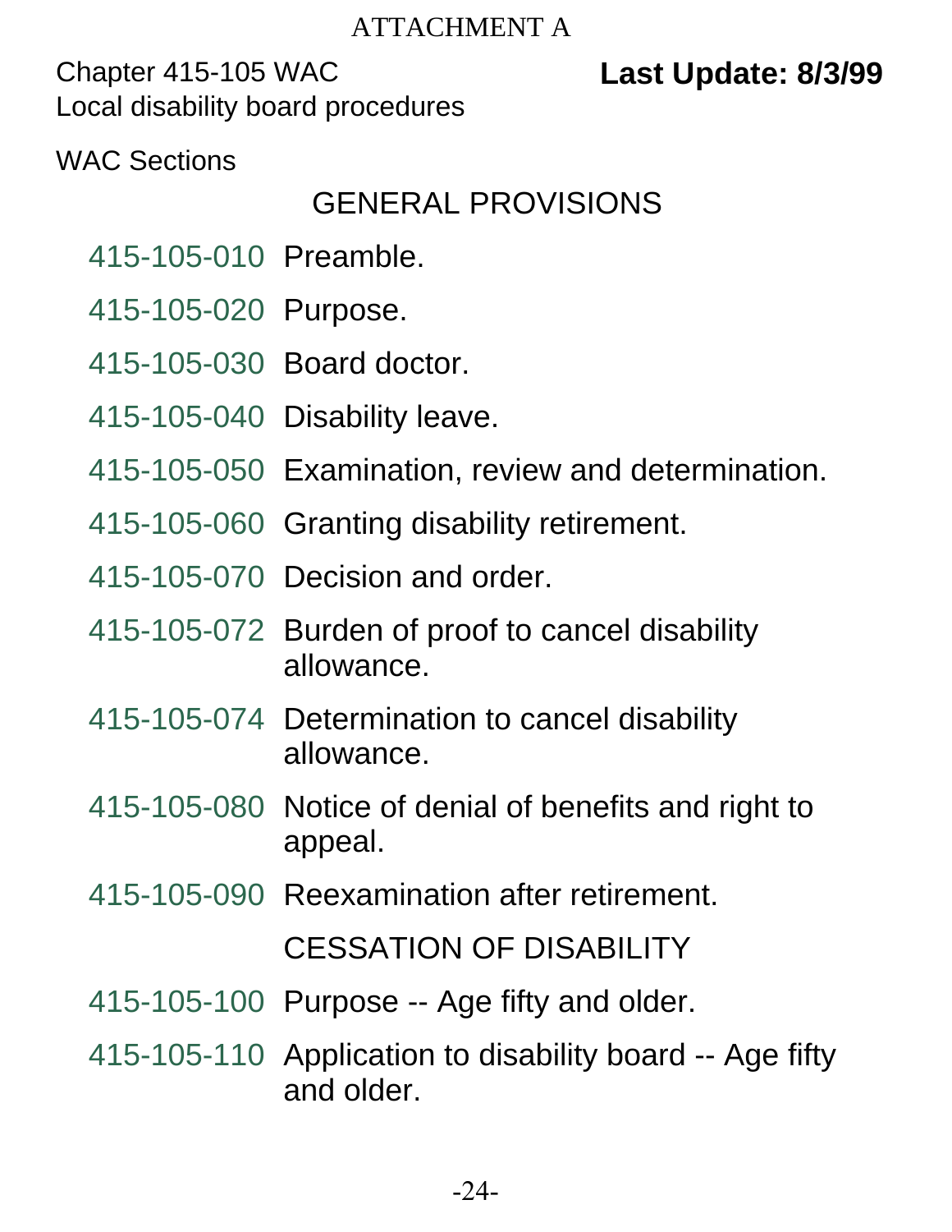ATTACHMENT A

Chapter 415-105 WAC
Local disability board procedures

**Last Update: 8/3/99**

WAC Sections

## GENERAL PROVISIONS

| | |
|---|---|
| 415-105-010 | Preamble. |
| 415-105-020 | Purpose. |
| 415-105-030 | Board doctor. |
| 415-105-040 | Disability leave. |
| 415-105-050 | Examination, review and determination. |
| 415-105-060 | Granting disability retirement. |
| 415-105-070 | Decision and order. |
| 415-105-072 | Burden of proof to cancel disability allowance. |
| 415-105-074 | Determination to cancel disability allowance. |
| 415-105-080 | Notice of denial of benefits and right to appeal. |
| 415-105-090 | Reexamination after retirement. |

## CESSATION OF DISABILITY

| | |
|---|---|
| 415-105-100 | Purpose -- Age fifty and older. |
| 415-105-110 | Application to disability board -- Age fifty and older. |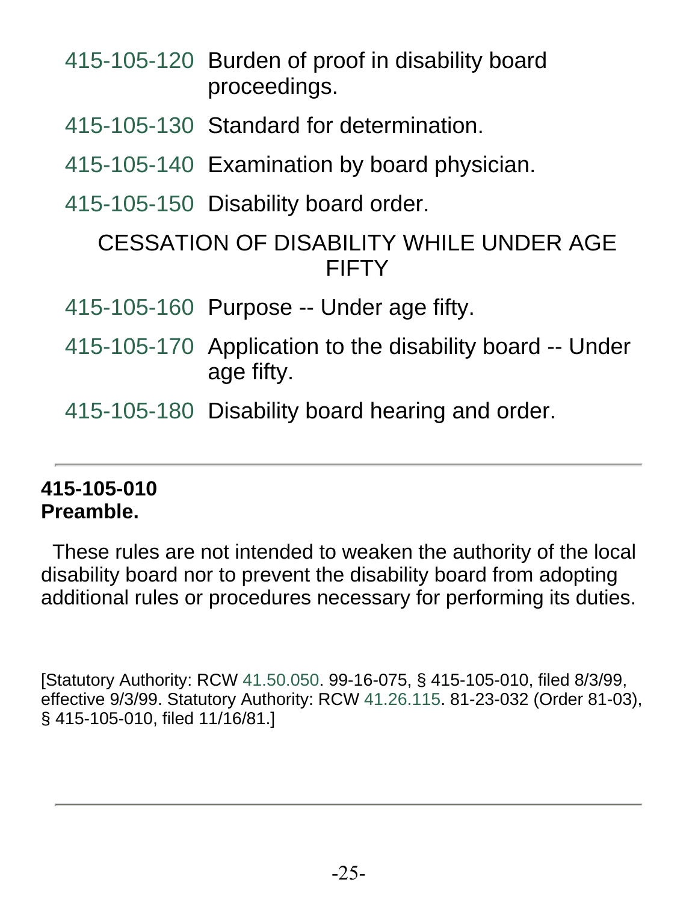| | |
|---|---|
| 415-105-120 | Burden of proof in disability board proceedings. |
| 415-105-130 | Standard for determination. |
| 415-105-140 | Examination by board physician. |
| 415-105-150 | Disability board order. |

CESSATION OF DISABILITY WHILE UNDER AGE FIFTY

| | |
|---|---|
| 415-105-160 | Purpose -- Under age fifty. |
| 415-105-170 | Application to the disability board -- Under age fifty. |
| 415-105-180 | Disability board hearing and order. |

---

**415-105-010**
**Preamble.**

These rules are not intended to weaken the authority of the local disability board nor to prevent the disability board from adopting additional rules or procedures necessary for performing its duties.

[Statutory Authority: RCW 41.50.050. 99-16-075, § 415-105-010, filed 8/3/99, effective 9/3/99. Statutory Authority: RCW 41.26.115. 81-23-032 (Order 81-03), § 415-105-010, filed 11/16/81.]

---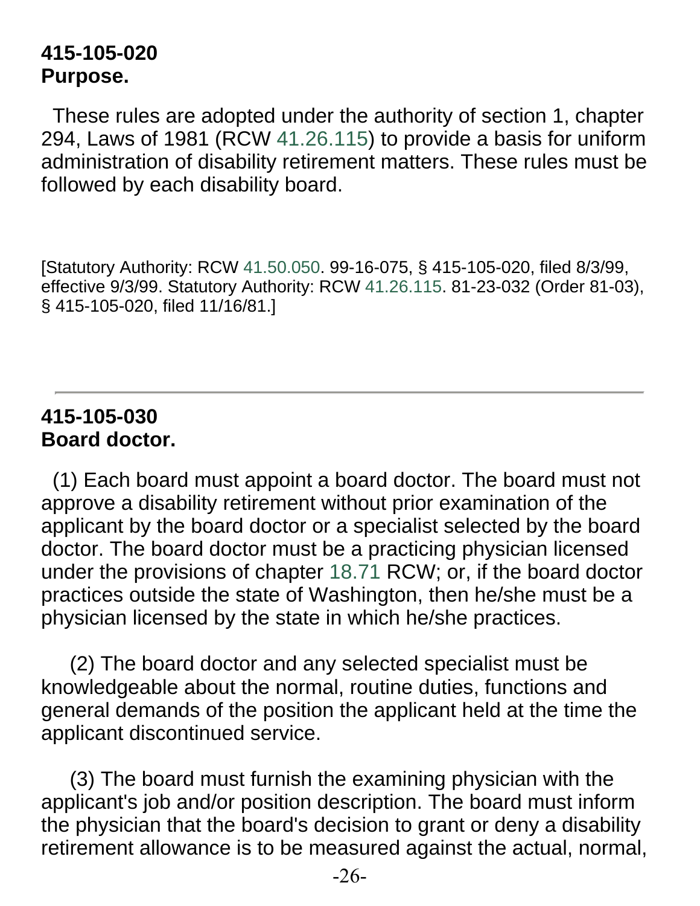**415-105-020**
**Purpose.**

These rules are adopted under the authority of section 1, chapter 294, Laws of 1981 (RCW 41.26.115) to provide a basis for uniform administration of disability retirement matters. These rules must be followed by each disability board.

[Statutory Authority: RCW 41.50.050. 99-16-075, § 415-105-020, filed 8/3/99, effective 9/3/99. Statutory Authority: RCW 41.26.115. 81-23-032 (Order 81-03), § 415-105-020, filed 11/16/81.]

---

**415-105-030**
**Board doctor.**

(1) Each board must appoint a board doctor. The board must not approve a disability retirement without prior examination of the applicant by the board doctor or a specialist selected by the board doctor. The board doctor must be a practicing physician licensed under the provisions of chapter 18.71 RCW; or, if the board doctor practices outside the state of Washington, then he/she must be a physician licensed by the state in which he/she practices.

(2) The board doctor and any selected specialist must be knowledgeable about the normal, routine duties, functions and general demands of the position the applicant held at the time the applicant discontinued service.

(3) The board must furnish the examining physician with the applicant's job and/or position description. The board must inform the physician that the board's decision to grant or deny a disability retirement allowance is to be measured against the actual, normal,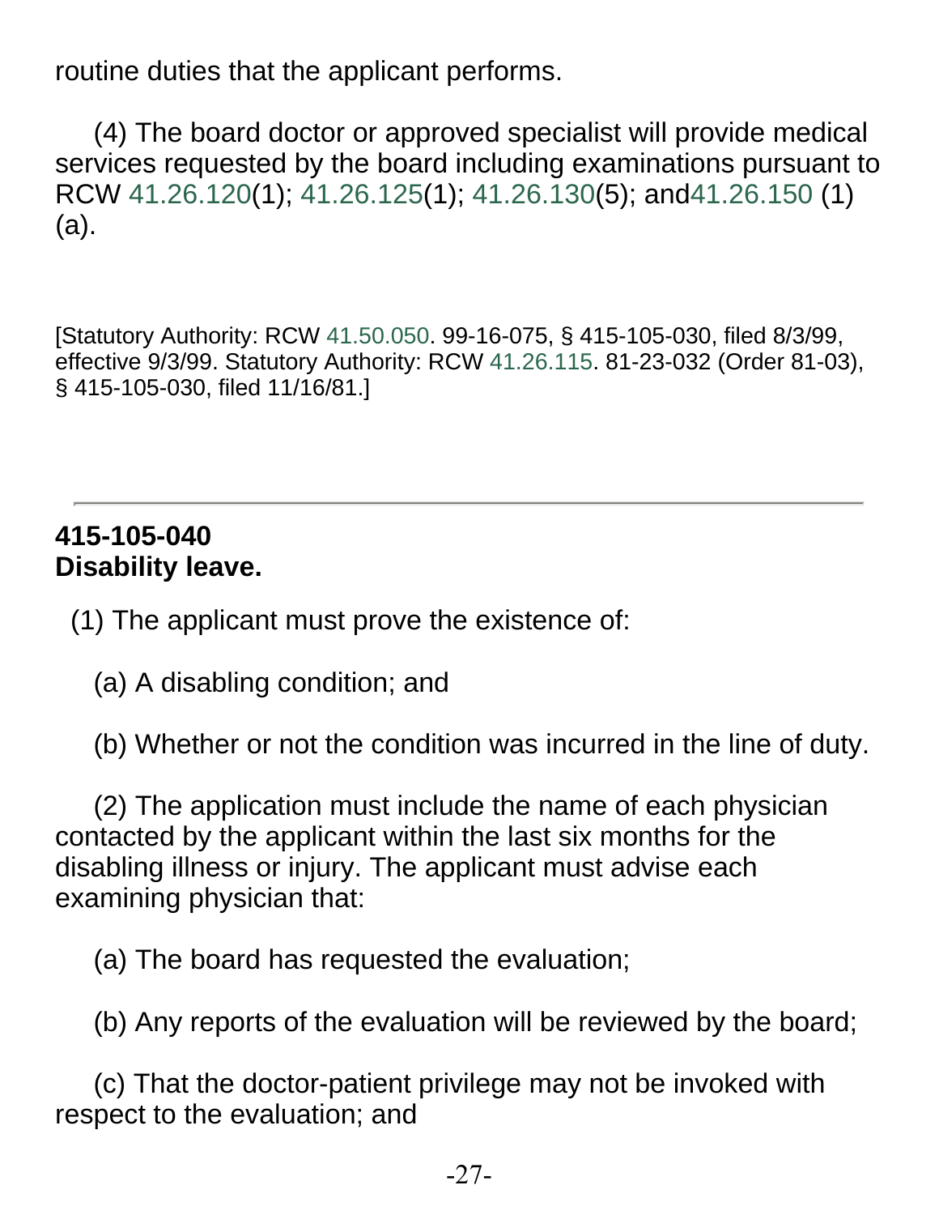routine duties that the applicant performs.

(4) The board doctor or approved specialist will provide medical services requested by the board including examinations pursuant to RCW 41.26.120(1); 41.26.125(1); 41.26.130(5); and41.26.150 (1)(a).

[Statutory Authority: RCW 41.50.050. 99-16-075, § 415-105-030, filed 8/3/99, effective 9/3/99. Statutory Authority: RCW 41.26.115. 81-23-032 (Order 81-03), § 415-105-030, filed 11/16/81.]

---

**415-105-040**
**Disability leave.**

(1) The applicant must prove the existence of:

(a) A disabling condition; and

(b) Whether or not the condition was incurred in the line of duty.

(2) The application must include the name of each physician contacted by the applicant within the last six months for the disabling illness or injury. The applicant must advise each examining physician that:

(a) The board has requested the evaluation;

(b) Any reports of the evaluation will be reviewed by the board;

(c) That the doctor-patient privilege may not be invoked with respect to the evaluation; and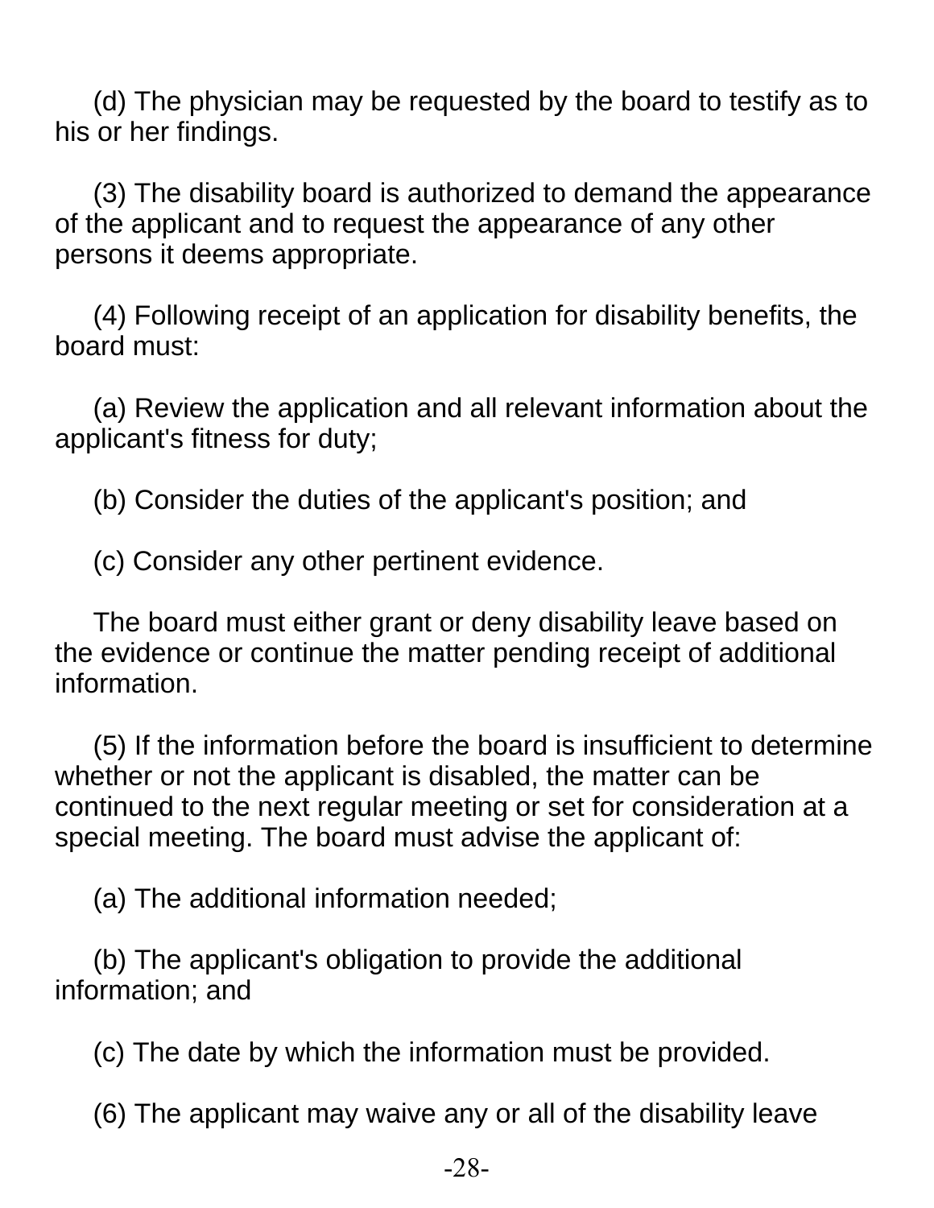(d) The physician may be requested by the board to testify as to his or her findings.

(3) The disability board is authorized to demand the appearance of the applicant and to request the appearance of any other persons it deems appropriate.

(4) Following receipt of an application for disability benefits, the board must:

(a) Review the application and all relevant information about the applicant's fitness for duty;

(b) Consider the duties of the applicant's position; and

(c) Consider any other pertinent evidence.

The board must either grant or deny disability leave based on the evidence or continue the matter pending receipt of additional information.

(5) If the information before the board is insufficient to determine whether or not the applicant is disabled, the matter can be continued to the next regular meeting or set for consideration at a special meeting. The board must advise the applicant of:

(a) The additional information needed;

(b) The applicant's obligation to provide the additional information; and

(c) The date by which the information must be provided.

(6) The applicant may waive any or all of the disability leave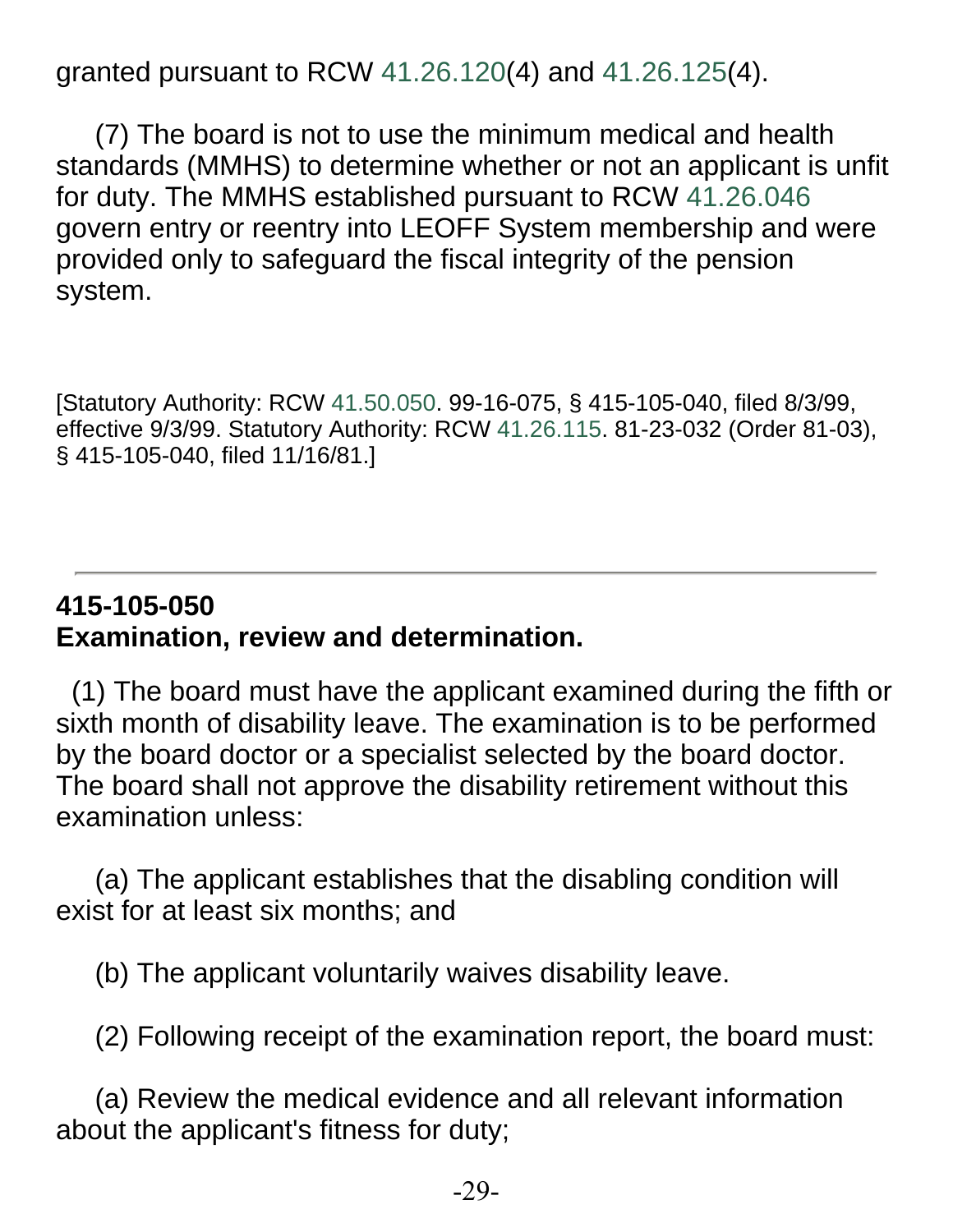granted pursuant to RCW 41.26.120(4) and 41.26.125(4).

(7) The board is not to use the minimum medical and health standards (MMHS) to determine whether or not an applicant is unfit for duty. The MMHS established pursuant to RCW 41.26.046 govern entry or reentry into LEOFF System membership and were provided only to safeguard the fiscal integrity of the pension system.

[Statutory Authority: RCW 41.50.050. 99-16-075, § 415-105-040, filed 8/3/99, effective 9/3/99. Statutory Authority: RCW 41.26.115. 81-23-032 (Order 81-03), § 415-105-040, filed 11/16/81.]

---

**415-105-050**
**Examination, review and determination.**

(1) The board must have the applicant examined during the fifth or sixth month of disability leave. The examination is to be performed by the board doctor or a specialist selected by the board doctor. The board shall not approve the disability retirement without this examination unless:

(a) The applicant establishes that the disabling condition will exist for at least six months; and

(b) The applicant voluntarily waives disability leave.

(2) Following receipt of the examination report, the board must:

(a) Review the medical evidence and all relevant information about the applicant's fitness for duty;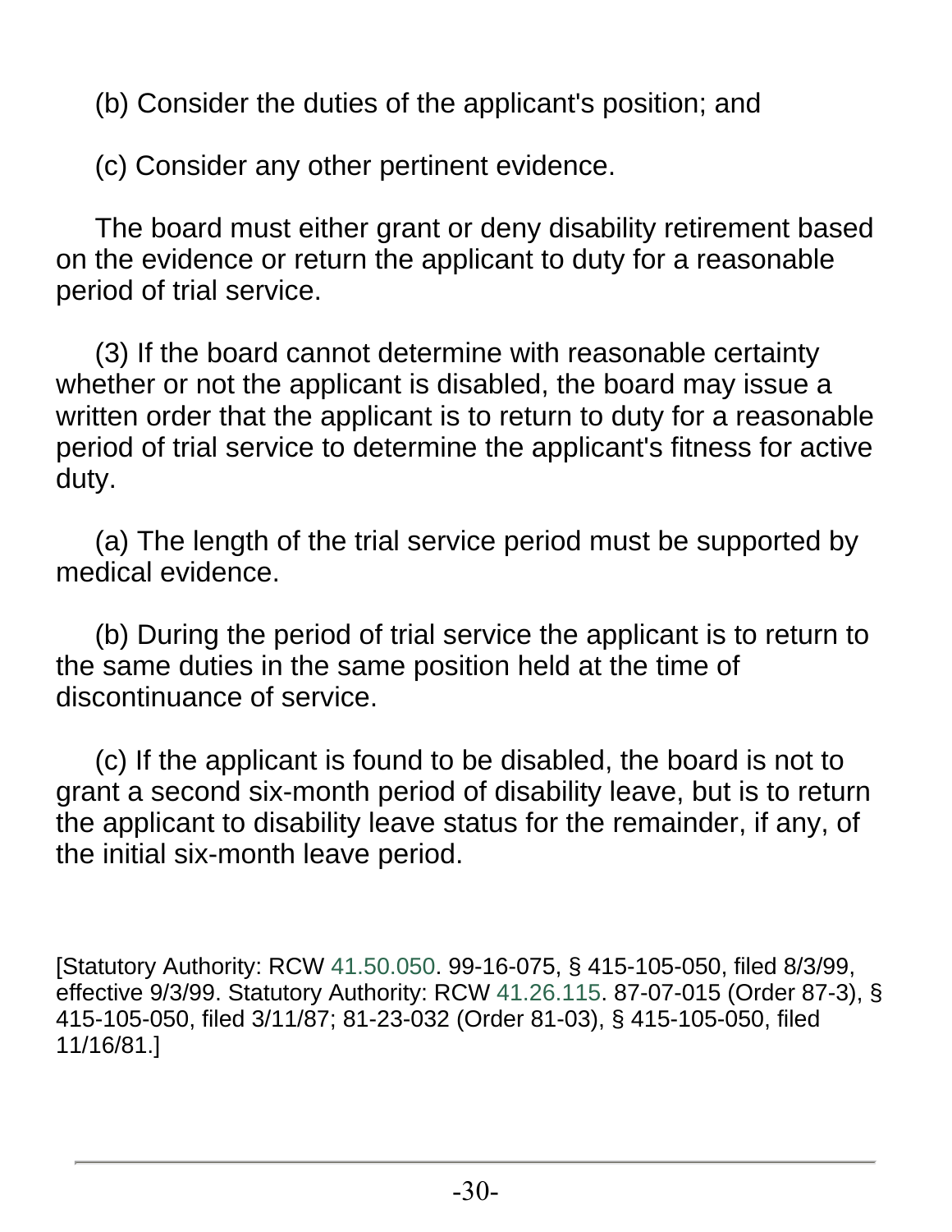(b) Consider the duties of the applicant's position; and

(c) Consider any other pertinent evidence.

The board must either grant or deny disability retirement based on the evidence or return the applicant to duty for a reasonable period of trial service.

(3) If the board cannot determine with reasonable certainty whether or not the applicant is disabled, the board may issue a written order that the applicant is to return to duty for a reasonable period of trial service to determine the applicant's fitness for active duty.

(a) The length of the trial service period must be supported by medical evidence.

(b) During the period of trial service the applicant is to return to the same duties in the same position held at the time of discontinuance of service.

(c) If the applicant is found to be disabled, the board is not to grant a second six-month period of disability leave, but is to return the applicant to disability leave status for the remainder, if any, of the initial six-month leave period.

[Statutory Authority: RCW 41.50.050. 99-16-075, § 415-105-050, filed 8/3/99, effective 9/3/99. Statutory Authority: RCW 41.26.115. 87-07-015 (Order 87-3), § 415-105-050, filed 3/11/87; 81-23-032 (Order 81-03), § 415-105-050, filed 11/16/81.]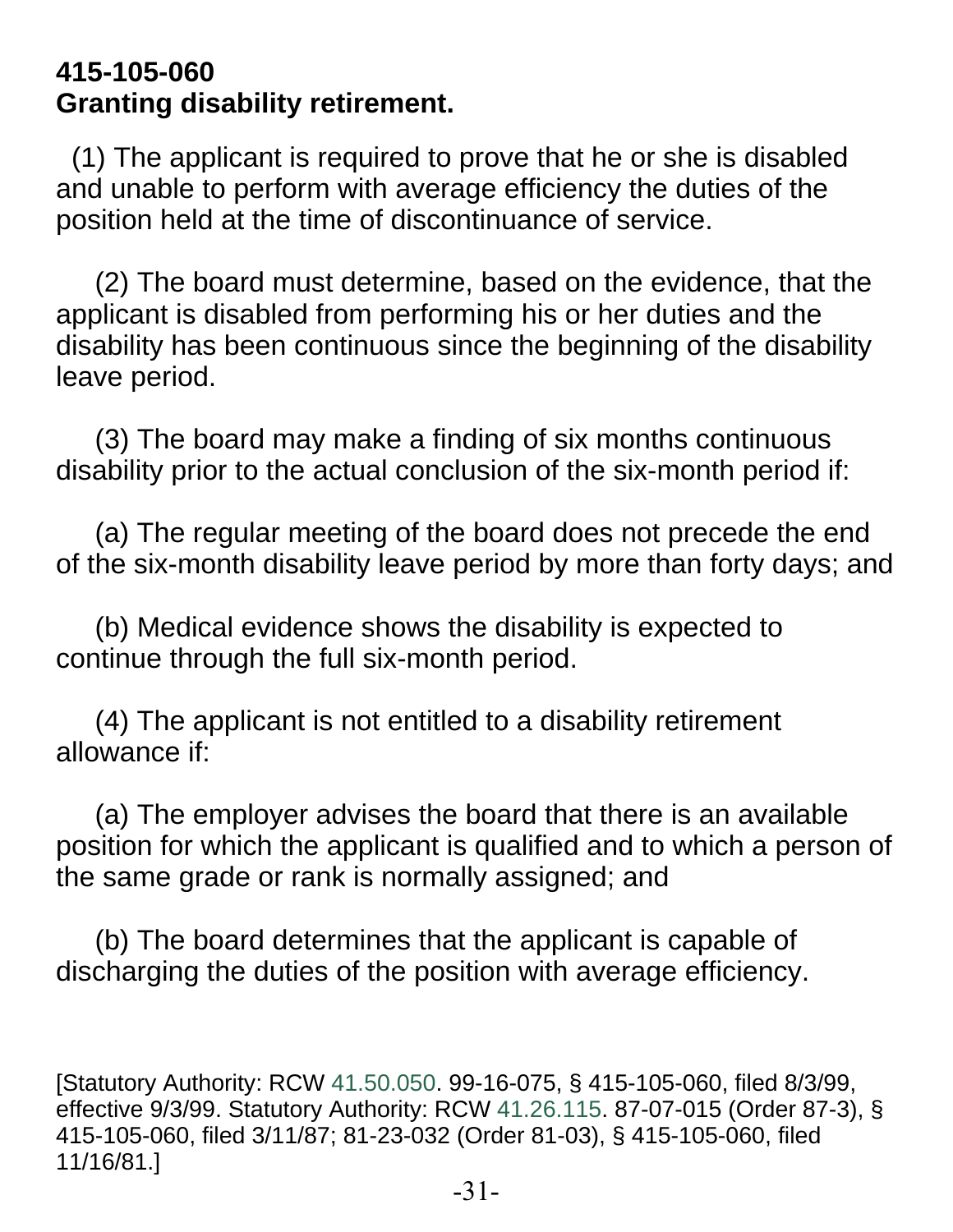**415-105-060**
**Granting disability retirement.**

(1) The applicant is required to prove that he or she is disabled and unable to perform with average efficiency the duties of the position held at the time of discontinuance of service.

(2) The board must determine, based on the evidence, that the applicant is disabled from performing his or her duties and the disability has been continuous since the beginning of the disability leave period.

(3) The board may make a finding of six months continuous disability prior to the actual conclusion of the six-month period if:

(a) The regular meeting of the board does not precede the end of the six-month disability leave period by more than forty days; and

(b) Medical evidence shows the disability is expected to continue through the full six-month period.

(4) The applicant is not entitled to a disability retirement allowance if:

(a) The employer advises the board that there is an available position for which the applicant is qualified and to which a person of the same grade or rank is normally assigned; and

(b) The board determines that the applicant is capable of discharging the duties of the position with average efficiency.

[Statutory Authority: RCW 41.50.050. 99-16-075, § 415-105-060, filed 8/3/99, effective 9/3/99. Statutory Authority: RCW 41.26.115. 87-07-015 (Order 87-3), § 415-105-060, filed 3/11/87; 81-23-032 (Order 81-03), § 415-105-060, filed 11/16/81.]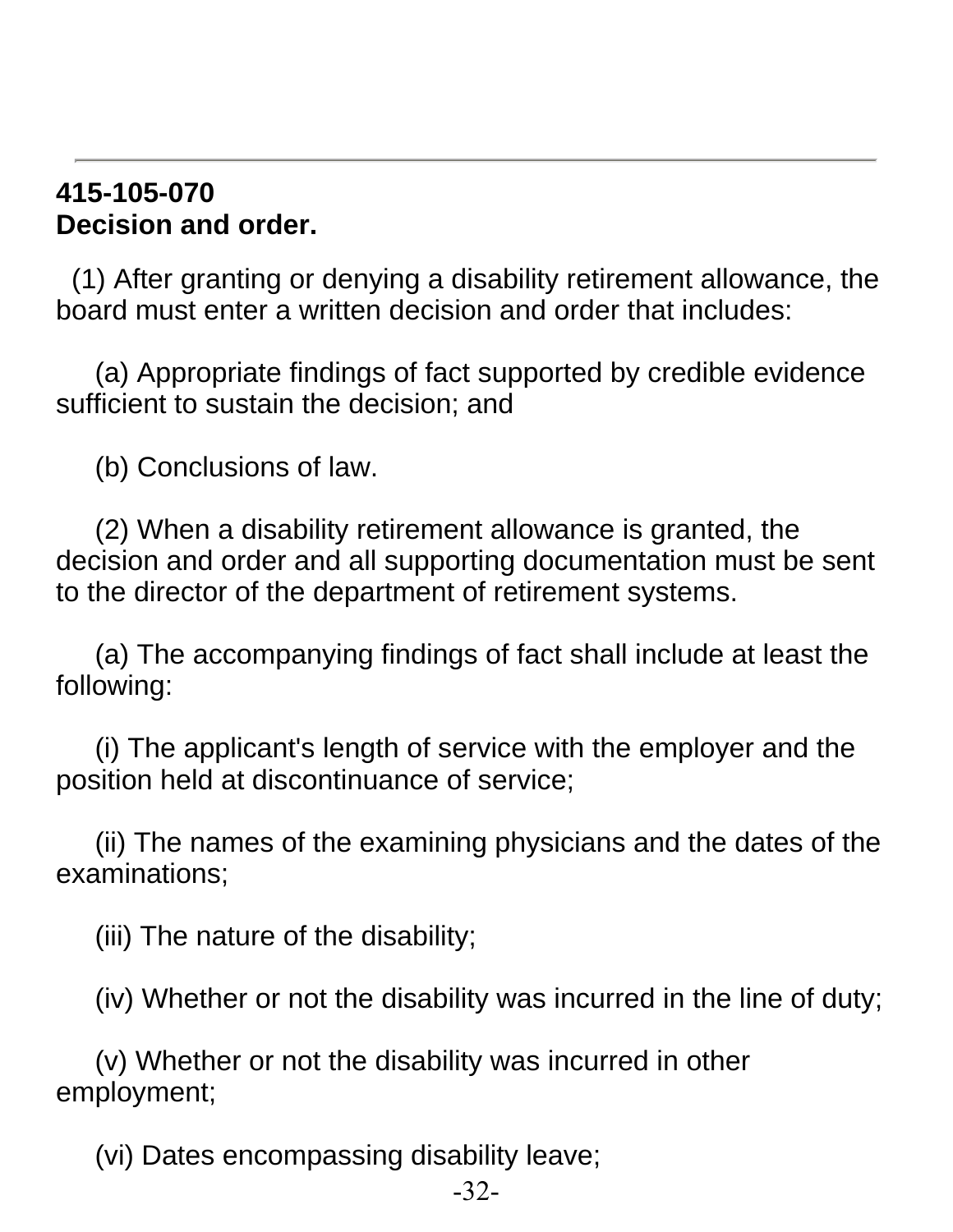---

**415-105-070**
**Decision and order.**

(1) After granting or denying a disability retirement allowance, the board must enter a written decision and order that includes:

(a) Appropriate findings of fact supported by credible evidence sufficient to sustain the decision; and

(b) Conclusions of law.

(2) When a disability retirement allowance is granted, the decision and order and all supporting documentation must be sent to the director of the department of retirement systems.

(a) The accompanying findings of fact shall include at least the following:

(i) The applicant's length of service with the employer and the position held at discontinuance of service;

(ii) The names of the examining physicians and the dates of the examinations;

(iii) The nature of the disability;

(iv) Whether or not the disability was incurred in the line of duty;

(v) Whether or not the disability was incurred in other employment;

(vi) Dates encompassing disability leave;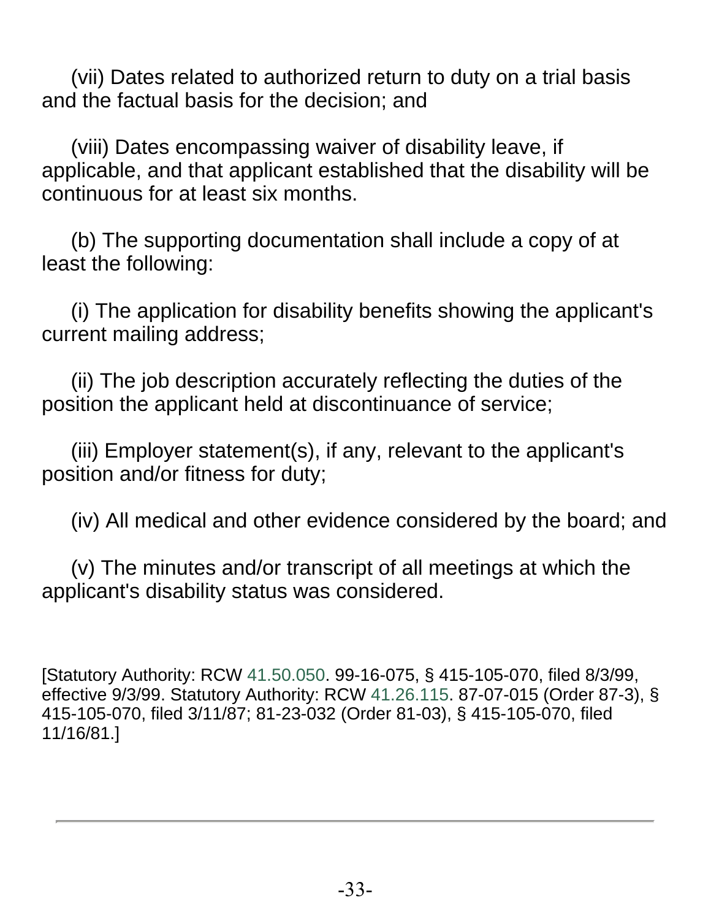(vii) Dates related to authorized return to duty on a trial basis and the factual basis for the decision; and

(viii) Dates encompassing waiver of disability leave, if applicable, and that applicant established that the disability will be continuous for at least six months.

(b) The supporting documentation shall include a copy of at least the following:

(i) The application for disability benefits showing the applicant's current mailing address;

(ii) The job description accurately reflecting the duties of the position the applicant held at discontinuance of service;

(iii) Employer statement(s), if any, relevant to the applicant's position and/or fitness for duty;

(iv) All medical and other evidence considered by the board; and

(v) The minutes and/or transcript of all meetings at which the applicant's disability status was considered.

[Statutory Authority: RCW 41.50.050. 99-16-075, § 415-105-070, filed 8/3/99, effective 9/3/99. Statutory Authority: RCW 41.26.115. 87-07-015 (Order 87-3), § 415-105-070, filed 3/11/87; 81-23-032 (Order 81-03), § 415-105-070, filed 11/16/81.]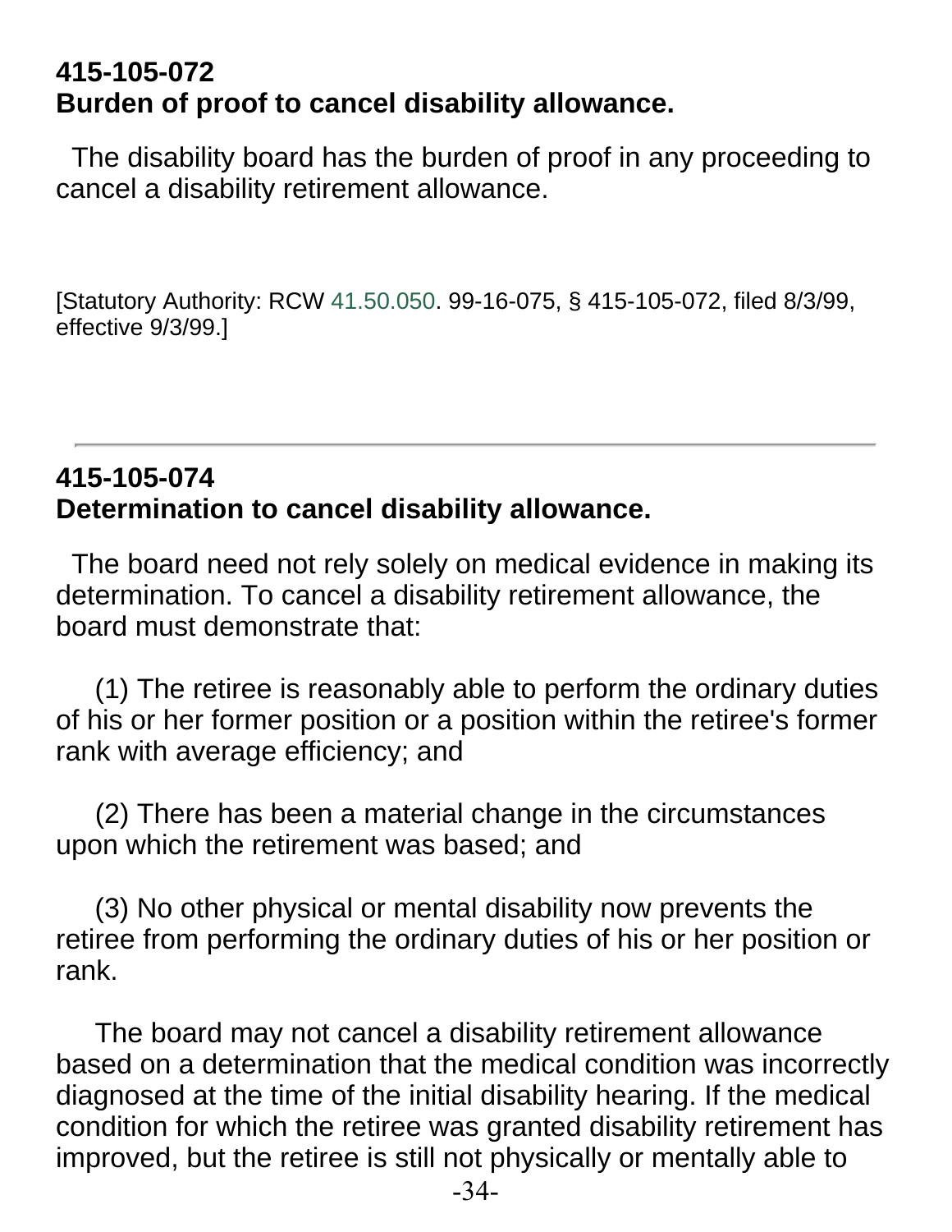**415-105-072**
**Burden of proof to cancel disability allowance.**

The disability board has the burden of proof in any proceeding to cancel a disability retirement allowance.

[Statutory Authority: RCW 41.50.050. 99-16-075, § 415-105-072, filed 8/3/99, effective 9/3/99.]

---

**415-105-074**
**Determination to cancel disability allowance.**

The board need not rely solely on medical evidence in making its determination. To cancel a disability retirement allowance, the board must demonstrate that:

(1) The retiree is reasonably able to perform the ordinary duties of his or her former position or a position within the retiree's former rank with average efficiency; and

(2) There has been a material change in the circumstances upon which the retirement was based; and

(3) No other physical or mental disability now prevents the retiree from performing the ordinary duties of his or her position or rank.

The board may not cancel a disability retirement allowance based on a determination that the medical condition was incorrectly diagnosed at the time of the initial disability hearing. If the medical condition for which the retiree was granted disability retirement has improved, but the retiree is still not physically or mentally able to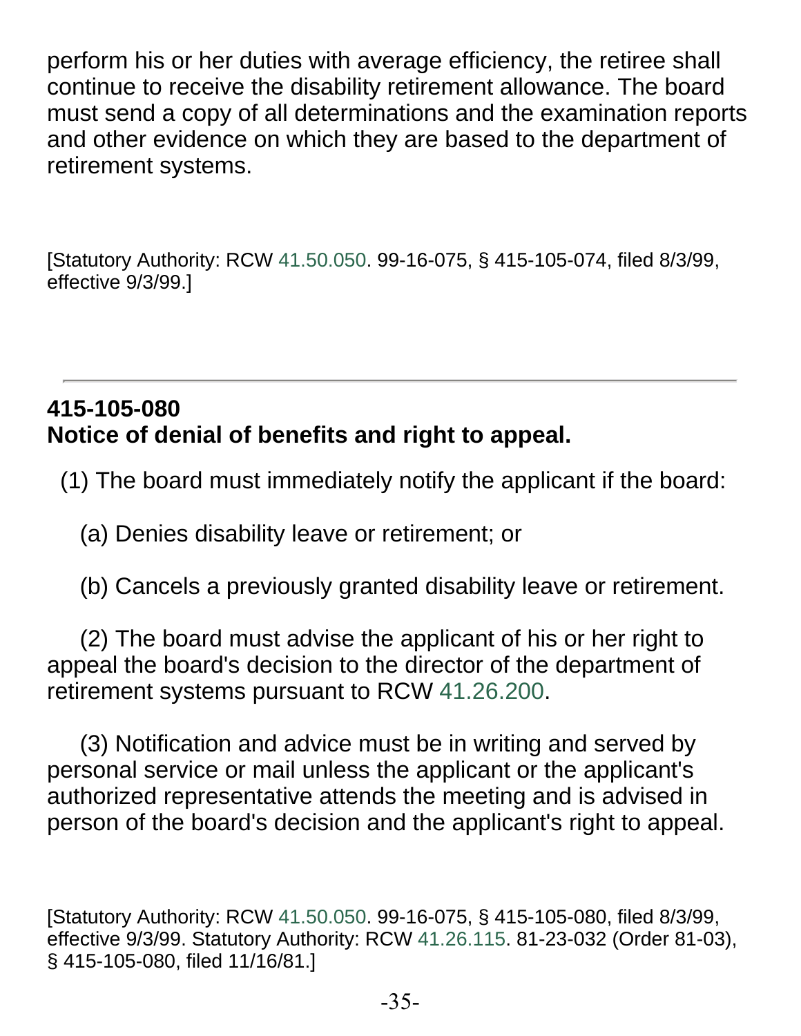perform his or her duties with average efficiency, the retiree shall continue to receive the disability retirement allowance. The board must send a copy of all determinations and the examination reports and other evidence on which they are based to the department of retirement systems.

[Statutory Authority: RCW 41.50.050. 99-16-075, § 415-105-074, filed 8/3/99, effective 9/3/99.]

---

**415-105-080**
**Notice of denial of benefits and right to appeal.**

(1) The board must immediately notify the applicant if the board:

(a) Denies disability leave or retirement; or

(b) Cancels a previously granted disability leave or retirement.

(2) The board must advise the applicant of his or her right to appeal the board's decision to the director of the department of retirement systems pursuant to RCW 41.26.200.

(3) Notification and advice must be in writing and served by personal service or mail unless the applicant or the applicant's authorized representative attends the meeting and is advised in person of the board's decision and the applicant's right to appeal.

[Statutory Authority: RCW 41.50.050. 99-16-075, § 415-105-080, filed 8/3/99, effective 9/3/99. Statutory Authority: RCW 41.26.115. 81-23-032 (Order 81-03), § 415-105-080, filed 11/16/81.]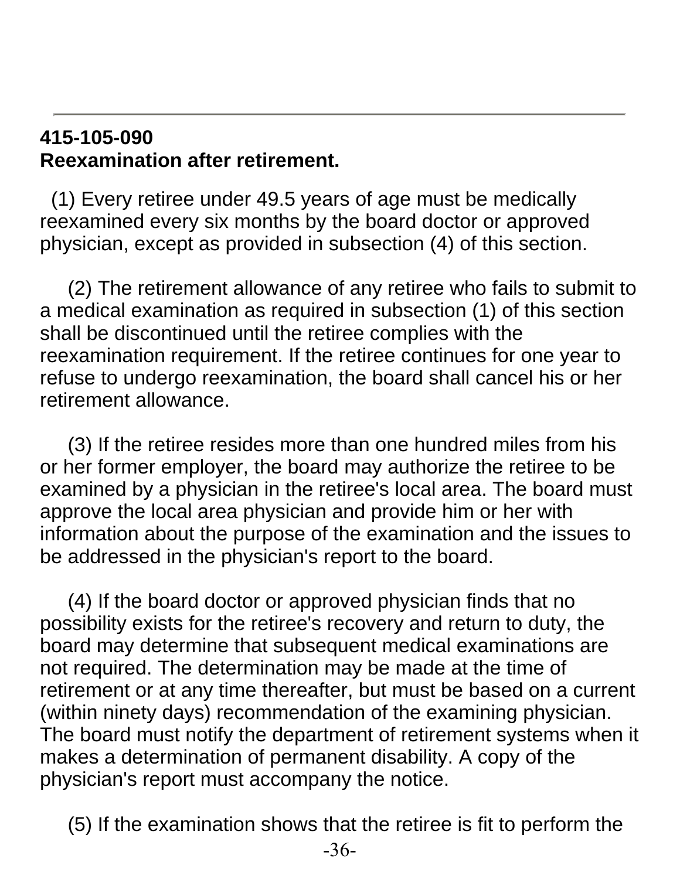---

**415-105-090**
**Reexamination after retirement.**

(1) Every retiree under 49.5 years of age must be medically reexamined every six months by the board doctor or approved physician, except as provided in subsection (4) of this section.

(2) The retirement allowance of any retiree who fails to submit to a medical examination as required in subsection (1) of this section shall be discontinued until the retiree complies with the reexamination requirement. If the retiree continues for one year to refuse to undergo reexamination, the board shall cancel his or her retirement allowance.

(3) If the retiree resides more than one hundred miles from his or her former employer, the board may authorize the retiree to be examined by a physician in the retiree's local area. The board must approve the local area physician and provide him or her with information about the purpose of the examination and the issues to be addressed in the physician's report to the board.

(4) If the board doctor or approved physician finds that no possibility exists for the retiree's recovery and return to duty, the board may determine that subsequent medical examinations are not required. The determination may be made at the time of retirement or at any time thereafter, but must be based on a current (within ninety days) recommendation of the examining physician. The board must notify the department of retirement systems when it makes a determination of permanent disability. A copy of the physician's report must accompany the notice.

(5) If the examination shows that the retiree is fit to perform the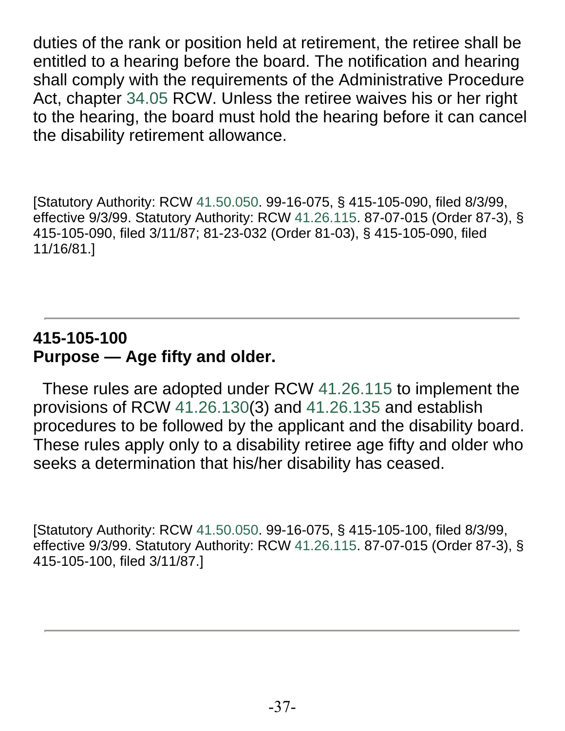duties of the rank or position held at retirement, the retiree shall be entitled to a hearing before the board. The notification and hearing shall comply with the requirements of the Administrative Procedure Act, chapter 34.05 RCW. Unless the retiree waives his or her right to the hearing, the board must hold the hearing before it can cancel the disability retirement allowance.

[Statutory Authority: RCW 41.50.050. 99-16-075, § 415-105-090, filed 8/3/99, effective 9/3/99. Statutory Authority: RCW 41.26.115. 87-07-015 (Order 87-3), § 415-105-090, filed 3/11/87; 81-23-032 (Order 81-03), § 415-105-090, filed 11/16/81.]

---

**415-105-100**
**Purpose — Age fifty and older.**

These rules are adopted under RCW 41.26.115 to implement the provisions of RCW 41.26.130(3) and 41.26.135 and establish procedures to be followed by the applicant and the disability board. These rules apply only to a disability retiree age fifty and older who seeks a determination that his/her disability has ceased.

[Statutory Authority: RCW 41.50.050. 99-16-075, § 415-105-100, filed 8/3/99, effective 9/3/99. Statutory Authority: RCW 41.26.115. 87-07-015 (Order 87-3), § 415-105-100, filed 3/11/87.]

---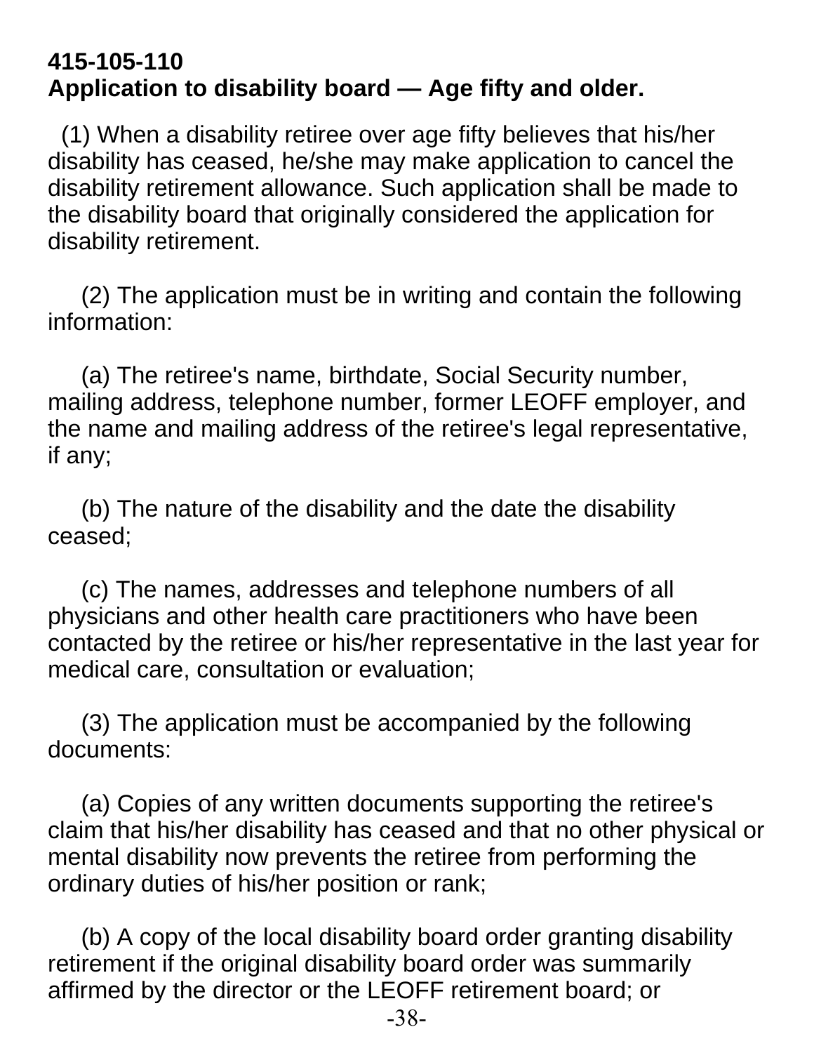**415-105-110**
**Application to disability board — Age fifty and older.**

(1) When a disability retiree over age fifty believes that his/her disability has ceased, he/she may make application to cancel the disability retirement allowance. Such application shall be made to the disability board that originally considered the application for disability retirement.

(2) The application must be in writing and contain the following information:

(a) The retiree's name, birthdate, Social Security number, mailing address, telephone number, former LEOFF employer, and the name and mailing address of the retiree's legal representative, if any;

(b) The nature of the disability and the date the disability ceased;

(c) The names, addresses and telephone numbers of all physicians and other health care practitioners who have been contacted by the retiree or his/her representative in the last year for medical care, consultation or evaluation;

(3) The application must be accompanied by the following documents:

(a) Copies of any written documents supporting the retiree's claim that his/her disability has ceased and that no other physical or mental disability now prevents the retiree from performing the ordinary duties of his/her position or rank;

(b) A copy of the local disability board order granting disability retirement if the original disability board order was summarily affirmed by the director or the LEOFF retirement board; or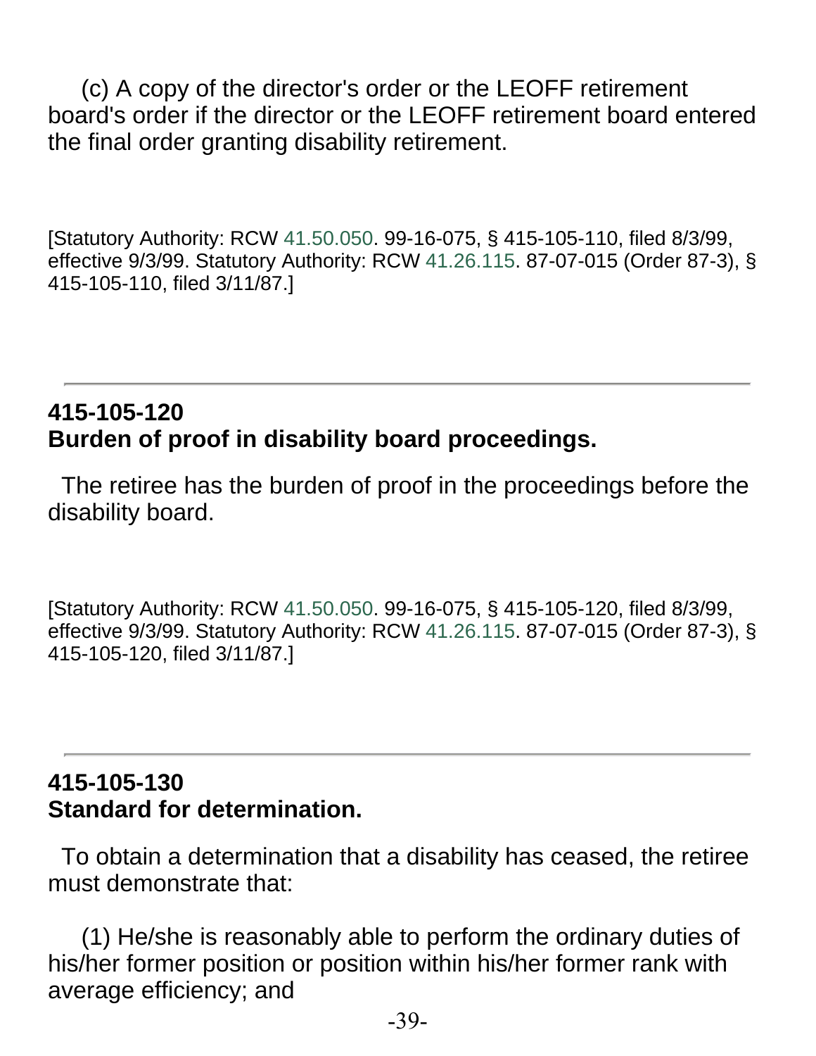(c) A copy of the director's order or the LEOFF retirement board's order if the director or the LEOFF retirement board entered the final order granting disability retirement.

[Statutory Authority: RCW 41.50.050. 99-16-075, § 415-105-110, filed 8/3/99, effective 9/3/99. Statutory Authority: RCW 41.26.115. 87-07-015 (Order 87-3), § 415-105-110, filed 3/11/87.]

---

## 415-105-120
## Burden of proof in disability board proceedings.

The retiree has the burden of proof in the proceedings before the disability board.

[Statutory Authority: RCW 41.50.050. 99-16-075, § 415-105-120, filed 8/3/99, effective 9/3/99. Statutory Authority: RCW 41.26.115. 87-07-015 (Order 87-3), § 415-105-120, filed 3/11/87.]

---

## 415-105-130
## Standard for determination.

To obtain a determination that a disability has ceased, the retiree must demonstrate that:

(1) He/she is reasonably able to perform the ordinary duties of his/her former position or position within his/her former rank with average efficiency; and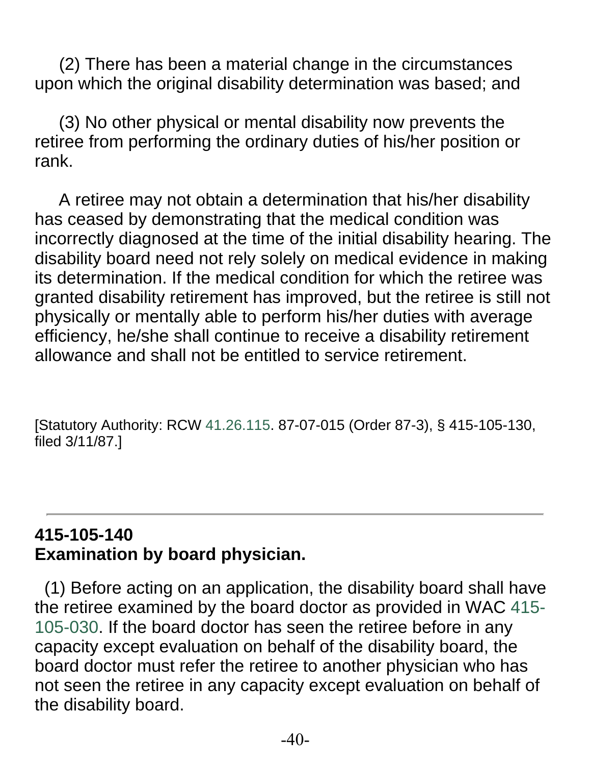(2) There has been a material change in the circumstances upon which the original disability determination was based; and

(3) No other physical or mental disability now prevents the retiree from performing the ordinary duties of his/her position or rank.

A retiree may not obtain a determination that his/her disability has ceased by demonstrating that the medical condition was incorrectly diagnosed at the time of the initial disability hearing. The disability board need not rely solely on medical evidence in making its determination. If the medical condition for which the retiree was granted disability retirement has improved, but the retiree is still not physically or mentally able to perform his/her duties with average efficiency, he/she shall continue to receive a disability retirement allowance and shall not be entitled to service retirement.

[Statutory Authority: RCW 41.26.115. 87-07-015 (Order 87-3), § 415-105-130, filed 3/11/87.]

---

**415-105-140**
**Examination by board physician.**

(1) Before acting on an application, the disability board shall have the retiree examined by the board doctor as provided in WAC 415-105-030. If the board doctor has seen the retiree before in any capacity except evaluation on behalf of the disability board, the board doctor must refer the retiree to another physician who has not seen the retiree in any capacity except evaluation on behalf of the disability board.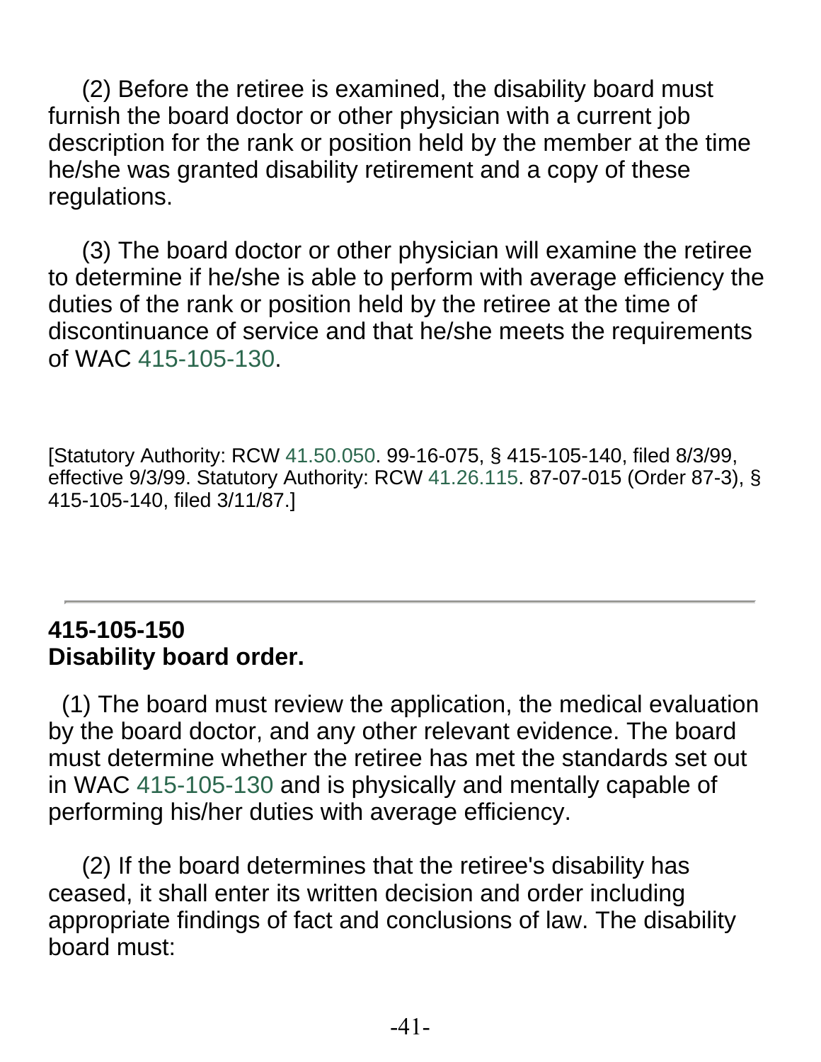(2) Before the retiree is examined, the disability board must furnish the board doctor or other physician with a current job description for the rank or position held by the member at the time he/she was granted disability retirement and a copy of these regulations.

(3) The board doctor or other physician will examine the retiree to determine if he/she is able to perform with average efficiency the duties of the rank or position held by the retiree at the time of discontinuance of service and that he/she meets the requirements of WAC 415-105-130.

[Statutory Authority: RCW 41.50.050. 99-16-075, § 415-105-140, filed 8/3/99, effective 9/3/99. Statutory Authority: RCW 41.26.115. 87-07-015 (Order 87-3), § 415-105-140, filed 3/11/87.]

---

**415-105-150**
**Disability board order.**

(1) The board must review the application, the medical evaluation by the board doctor, and any other relevant evidence. The board must determine whether the retiree has met the standards set out in WAC 415-105-130 and is physically and mentally capable of performing his/her duties with average efficiency.

(2) If the board determines that the retiree's disability has ceased, it shall enter its written decision and order including appropriate findings of fact and conclusions of law. The disability board must: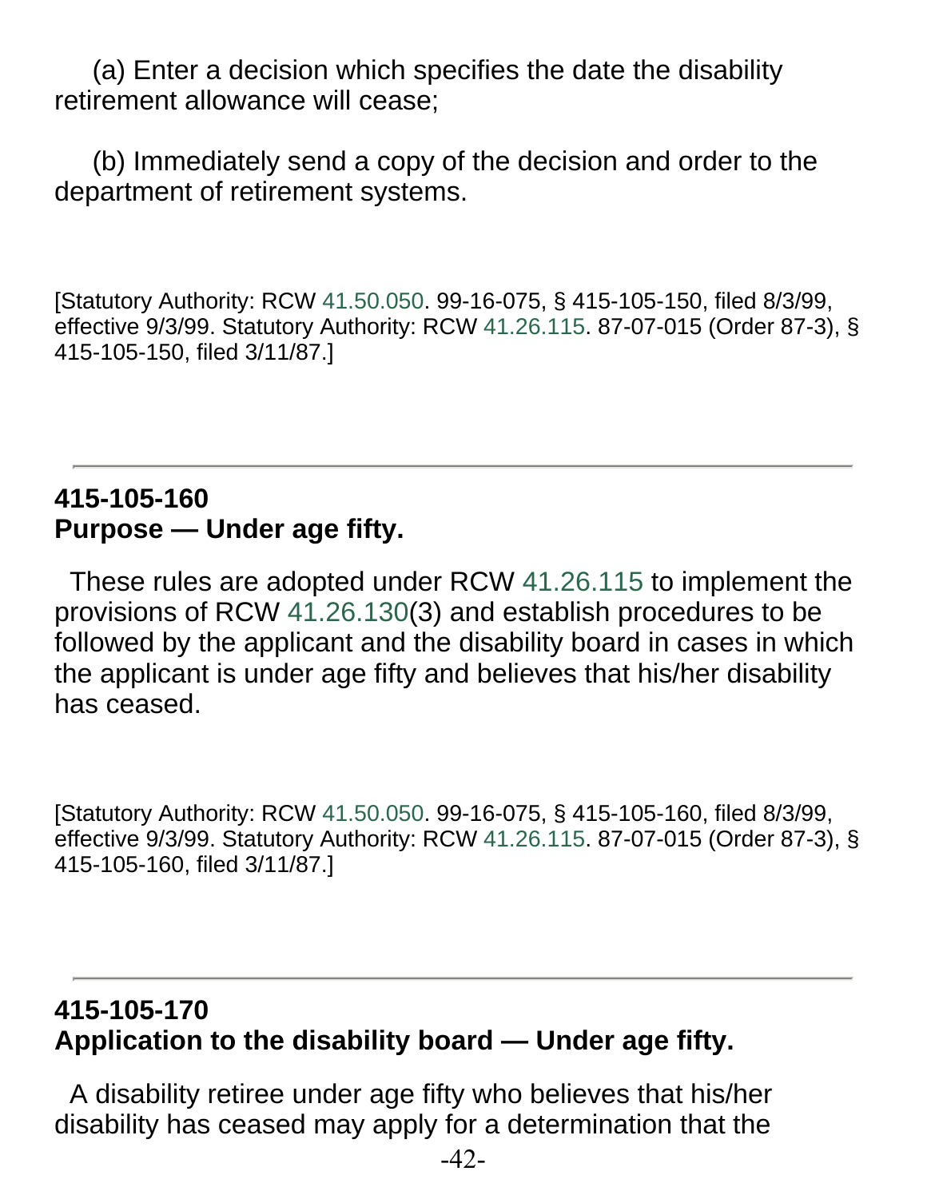(a) Enter a decision which specifies the date the disability retirement allowance will cease;

(b) Immediately send a copy of the decision and order to the department of retirement systems.

[Statutory Authority: RCW 41.50.050. 99-16-075, § 415-105-150, filed 8/3/99, effective 9/3/99. Statutory Authority: RCW 41.26.115. 87-07-015 (Order 87-3), § 415-105-150, filed 3/11/87.]

---

**415-105-160**
**Purpose — Under age fifty.**

These rules are adopted under RCW 41.26.115 to implement the provisions of RCW 41.26.130(3) and establish procedures to be followed by the applicant and the disability board in cases in which the applicant is under age fifty and believes that his/her disability has ceased.

[Statutory Authority: RCW 41.50.050. 99-16-075, § 415-105-160, filed 8/3/99, effective 9/3/99. Statutory Authority: RCW 41.26.115. 87-07-015 (Order 87-3), § 415-105-160, filed 3/11/87.]

---

**415-105-170**
**Application to the disability board — Under age fifty.**

A disability retiree under age fifty who believes that his/her disability has ceased may apply for a determination that the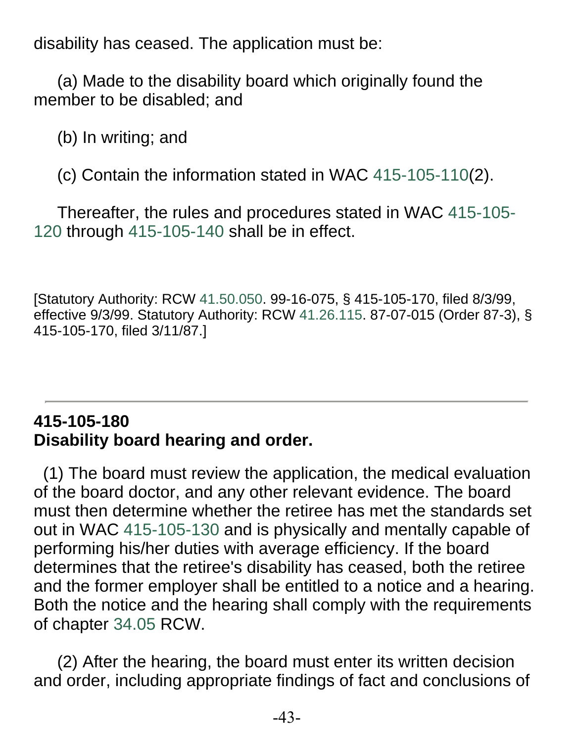disability has ceased. The application must be:

(a) Made to the disability board which originally found the member to be disabled; and

(b) In writing; and

(c) Contain the information stated in WAC 415-105-110(2).

Thereafter, the rules and procedures stated in WAC 415-105-120 through 415-105-140 shall be in effect.

[Statutory Authority: RCW 41.50.050. 99-16-075, § 415-105-170, filed 8/3/99, effective 9/3/99. Statutory Authority: RCW 41.26.115. 87-07-015 (Order 87-3), § 415-105-170, filed 3/11/87.]

---

**415-105-180**
**Disability board hearing and order.**

(1) The board must review the application, the medical evaluation of the board doctor, and any other relevant evidence. The board must then determine whether the retiree has met the standards set out in WAC 415-105-130 and is physically and mentally capable of performing his/her duties with average efficiency. If the board determines that the retiree's disability has ceased, both the retiree and the former employer shall be entitled to a notice and a hearing. Both the notice and the hearing shall comply with the requirements of chapter 34.05 RCW.

(2) After the hearing, the board must enter its written decision and order, including appropriate findings of fact and conclusions of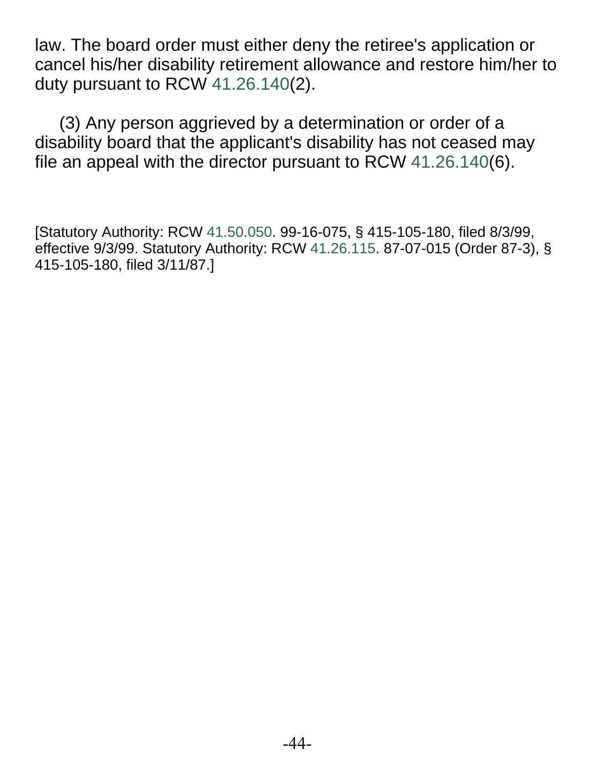law. The board order must either deny the retiree's application or cancel his/her disability retirement allowance and restore him/her to duty pursuant to RCW 41.26.140(2).

(3) Any person aggrieved by a determination or order of a disability board that the applicant's disability has not ceased may file an appeal with the director pursuant to RCW 41.26.140(6).

[Statutory Authority: RCW 41.50.050. 99-16-075, § 415-105-180, filed 8/3/99, effective 9/3/99. Statutory Authority: RCW 41.26.115. 87-07-015 (Order 87-3), § 415-105-180, filed 3/11/87.]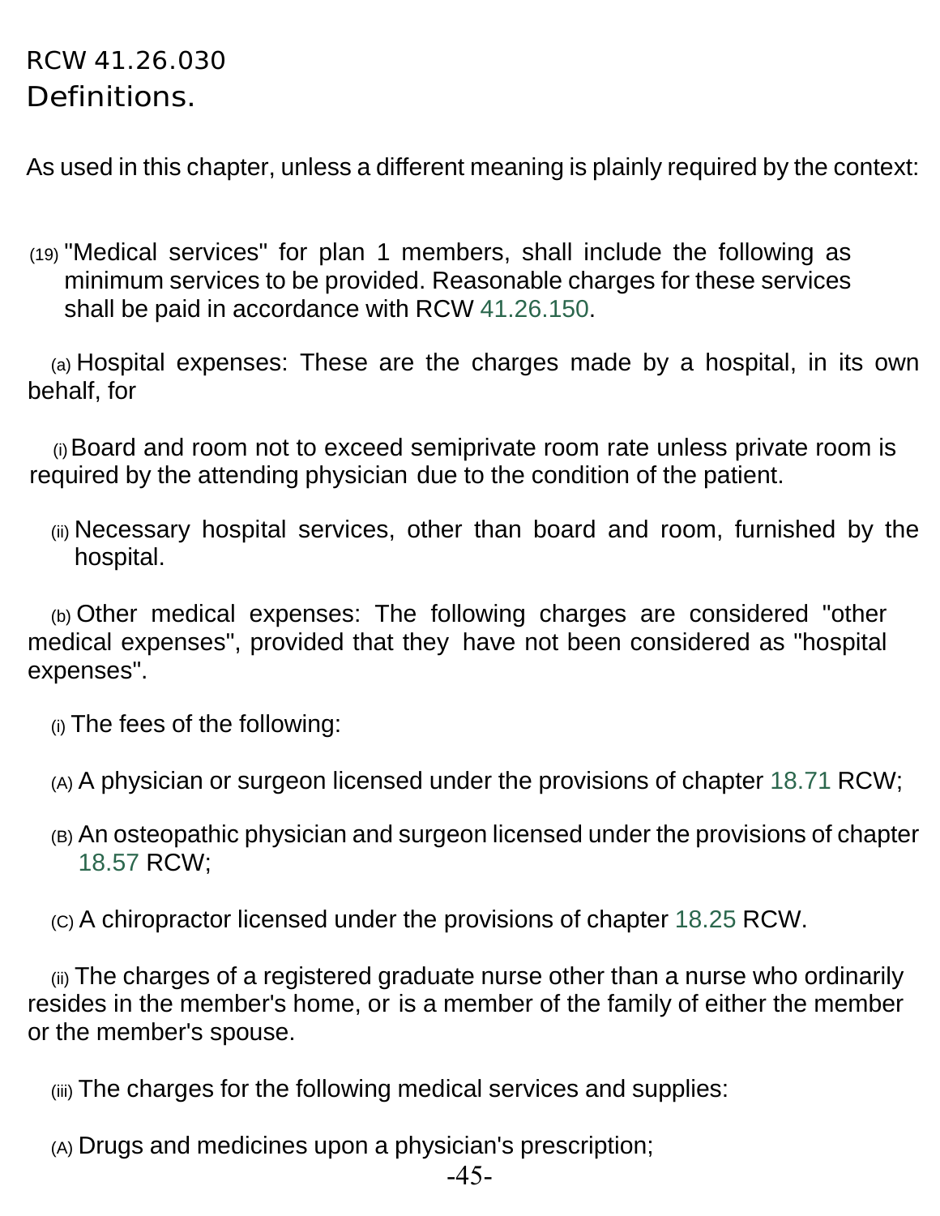RCW 41.26.030

# Definitions.

As used in this chapter, unless a different meaning is plainly required by the context:

(19) "Medical services" for plan 1 members, shall include the following as minimum services to be provided. Reasonable charges for these services shall be paid in accordance with RCW 41.26.150.

(a) Hospital expenses: These are the charges made by a hospital, in its own behalf, for

(i) Board and room not to exceed semiprivate room rate unless private room is required by the attending physician due to the condition of the patient.

(ii) Necessary hospital services, other than board and room, furnished by the hospital.

(b) Other medical expenses: The following charges are considered "other medical expenses", provided that they have not been considered as "hospital expenses".

(i) The fees of the following:

(A) A physician or surgeon licensed under the provisions of chapter 18.71 RCW;

(B) An osteopathic physician and surgeon licensed under the provisions of chapter 18.57 RCW;

(C) A chiropractor licensed under the provisions of chapter 18.25 RCW.

(ii) The charges of a registered graduate nurse other than a nurse who ordinarily resides in the member's home, or is a member of the family of either the member or the member's spouse.

(iii) The charges for the following medical services and supplies:

(A) Drugs and medicines upon a physician's prescription;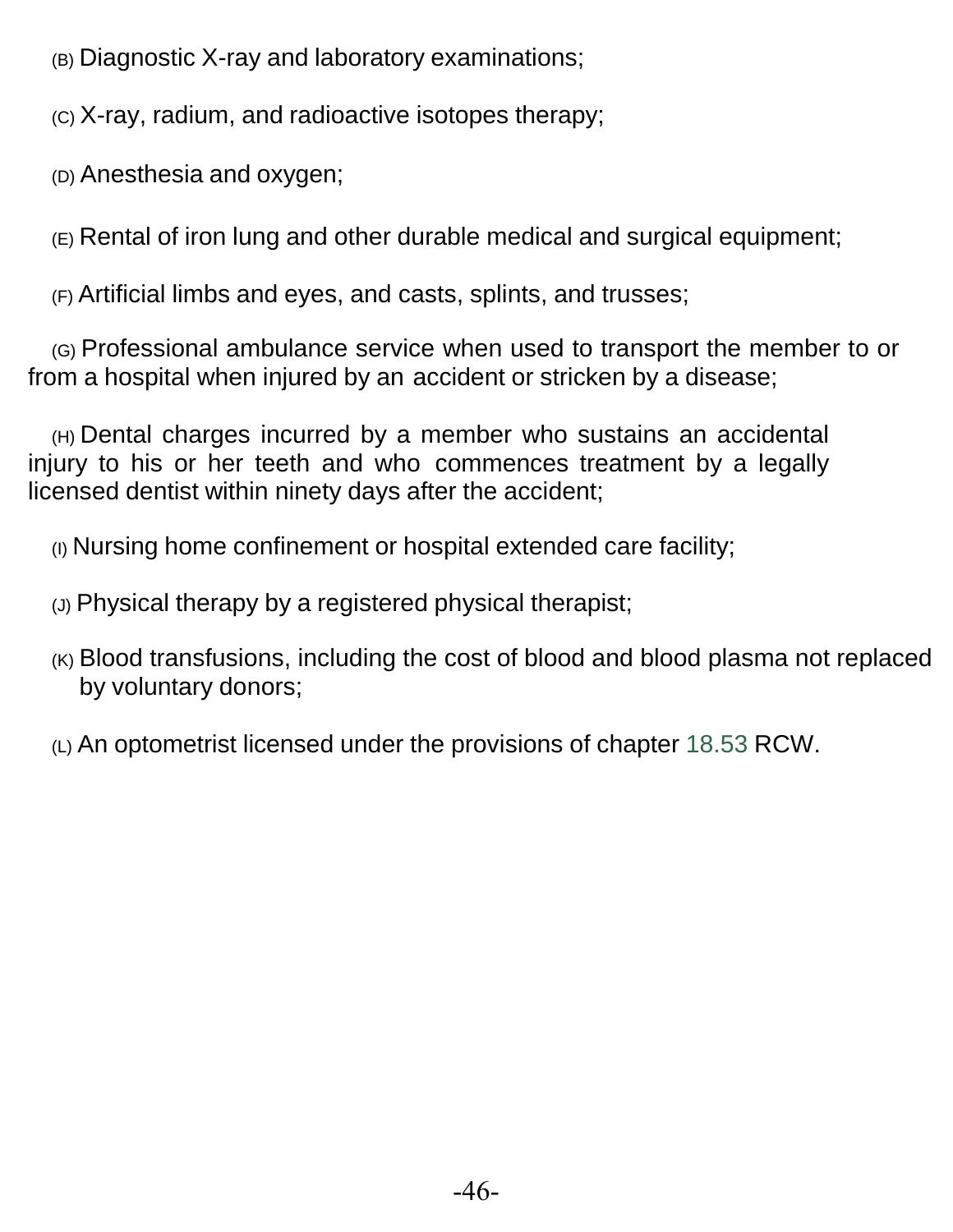(B) Diagnostic X-ray and laboratory examinations;

(C) X-ray, radium, and radioactive isotopes therapy;

(D) Anesthesia and oxygen;

(E) Rental of iron lung and other durable medical and surgical equipment;

(F) Artificial limbs and eyes, and casts, splints, and trusses;

(G) Professional ambulance service when used to transport the member to or from a hospital when injured by an accident or stricken by a disease;

(H) Dental charges incurred by a member who sustains an accidental injury to his or her teeth and who commences treatment by a legally licensed dentist within ninety days after the accident;

(I) Nursing home confinement or hospital extended care facility;

(J) Physical therapy by a registered physical therapist;

(K) Blood transfusions, including the cost of blood and blood plasma not replaced by voluntary donors;

(L) An optometrist licensed under the provisions of chapter 18.53 RCW.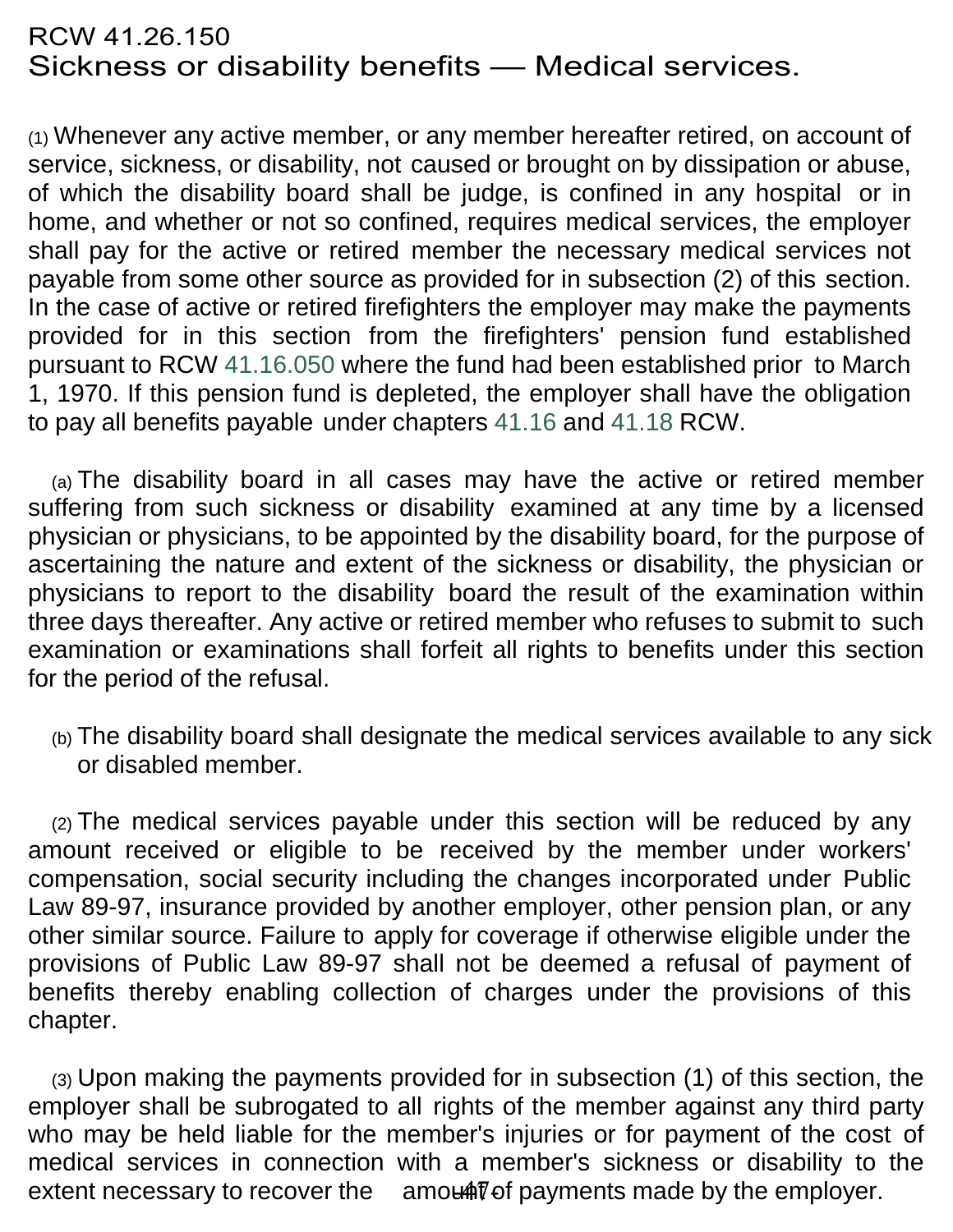# RCW 41.26.150

## Sickness or disability benefits — Medical services.

(1) Whenever any active member, or any member hereafter retired, on account of service, sickness, or disability, not caused or brought on by dissipation or abuse, of which the disability board shall be judge, is confined in any hospital or in home, and whether or not so confined, requires medical services, the employer shall pay for the active or retired member the necessary medical services not payable from some other source as provided for in subsection (2) of this section. In the case of active or retired firefighters the employer may make the payments provided for in this section from the firefighters' pension fund established pursuant to RCW 41.16.050 where the fund had been established prior to March 1, 1970. If this pension fund is depleted, the employer shall have the obligation to pay all benefits payable under chapters 41.16 and 41.18 RCW.

(a) The disability board in all cases may have the active or retired member suffering from such sickness or disability examined at any time by a licensed physician or physicians, to be appointed by the disability board, for the purpose of ascertaining the nature and extent of the sickness or disability, the physician or physicians to report to the disability board the result of the examination within three days thereafter. Any active or retired member who refuses to submit to such examination or examinations shall forfeit all rights to benefits under this section for the period of the refusal.

(b) The disability board shall designate the medical services available to any sick or disabled member.

(2) The medical services payable under this section will be reduced by any amount received or eligible to be received by the member under workers' compensation, social security including the changes incorporated under Public Law 89-97, insurance provided by another employer, other pension plan, or any other similar source. Failure to apply for coverage if otherwise eligible under the provisions of Public Law 89-97 shall not be deemed a refusal of payment of benefits thereby enabling collection of charges under the provisions of this chapter.

(3) Upon making the payments provided for in subsection (1) of this section, the employer shall be subrogated to all rights of the member against any third party who may be held liable for the member's injuries or for payment of the cost of medical services in connection with a member's sickness or disability to the extent necessary to recover the amount of payments made by the employer.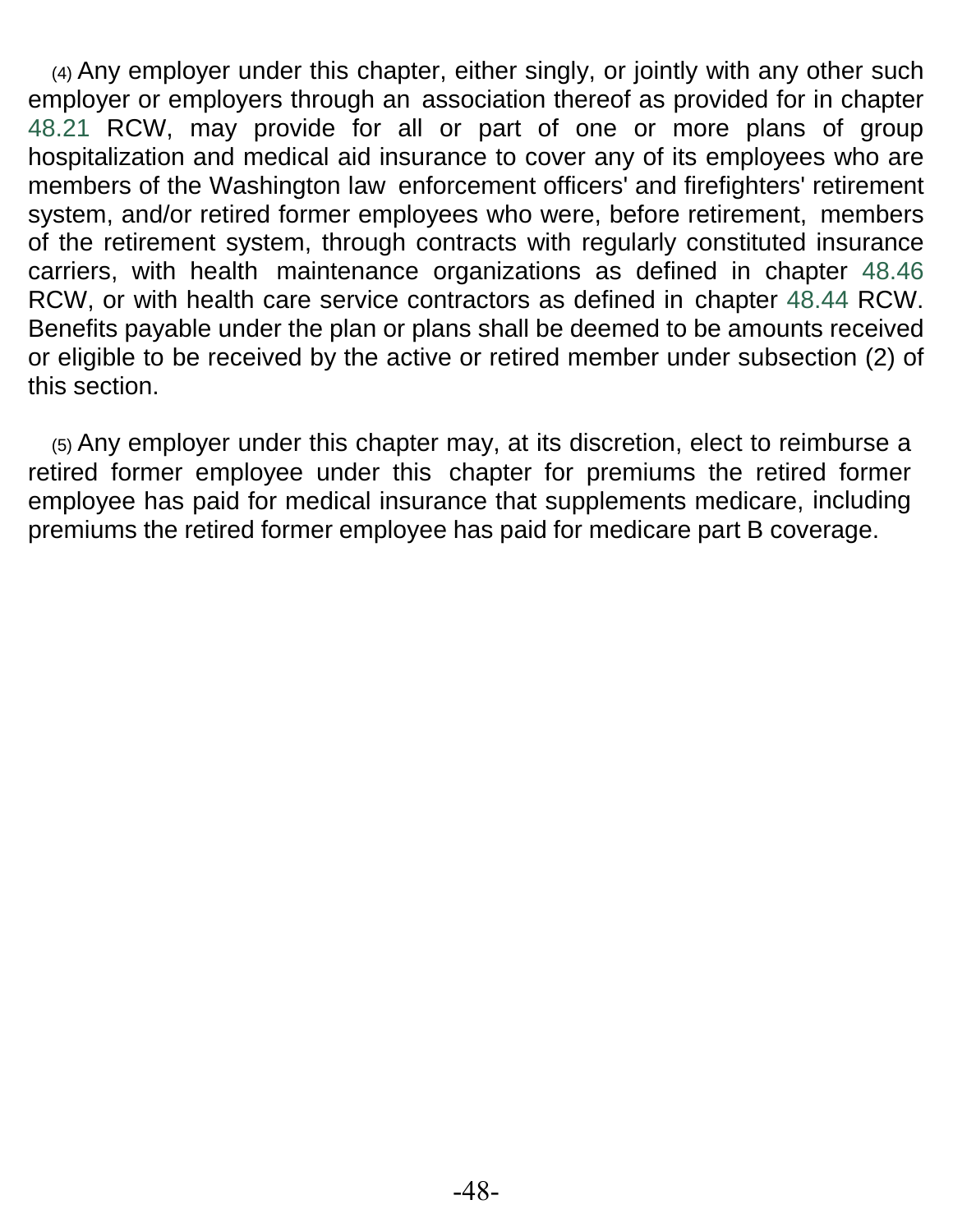(4) Any employer under this chapter, either singly, or jointly with any other such employer or employers through an association thereof as provided for in chapter 48.21 RCW, may provide for all or part of one or more plans of group hospitalization and medical aid insurance to cover any of its employees who are members of the Washington law enforcement officers' and firefighters' retirement system, and/or retired former employees who were, before retirement, members of the retirement system, through contracts with regularly constituted insurance carriers, with health maintenance organizations as defined in chapter 48.46 RCW, or with health care service contractors as defined in chapter 48.44 RCW. Benefits payable under the plan or plans shall be deemed to be amounts received or eligible to be received by the active or retired member under subsection (2) of this section.

(5) Any employer under this chapter may, at its discretion, elect to reimburse a retired former employee under this chapter for premiums the retired former employee has paid for medical insurance that supplements medicare, including premiums the retired former employee has paid for medicare part B coverage.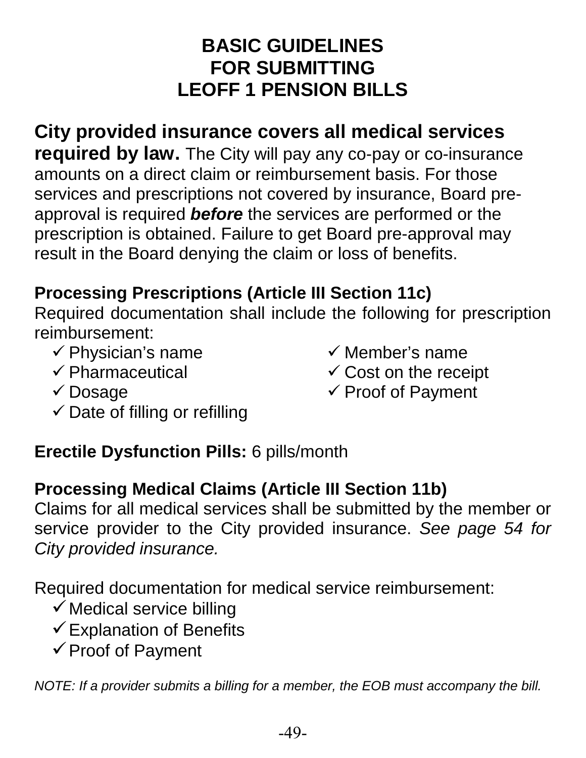# BASIC GUIDELINES FOR SUBMITTING LEOFF 1 PENSION BILLS

**City provided insurance covers all medical services required by law.** The City will pay any co-pay or co-insurance amounts on a direct claim or reimbursement basis. For those services and prescriptions not covered by insurance, Board pre-approval is required ***before*** the services are performed or the prescription is obtained. Failure to get Board pre-approval may result in the Board denying the claim or loss of benefits.

**Processing Prescriptions (Article III Section 11c)**

Required documentation shall include the following for prescription reimbursement:

- ✓ Physician's name
- ✓ Pharmaceutical
- ✓ Dosage
- ✓ Date of filling or refilling
- ✓ Member's name
- ✓ Cost on the receipt
- ✓ Proof of Payment

**Erectile Dysfunction Pills:** 6 pills/month

**Processing Medical Claims (Article III Section 11b)**

Claims for all medical services shall be submitted by the member or service provider to the City provided insurance. *See page 54 for City provided insurance.*

Required documentation for medical service reimbursement:

- ✓ Medical service billing
- ✓ Explanation of Benefits
- ✓ Proof of Payment

*NOTE: If a provider submits a billing for a member, the EOB must accompany the bill.*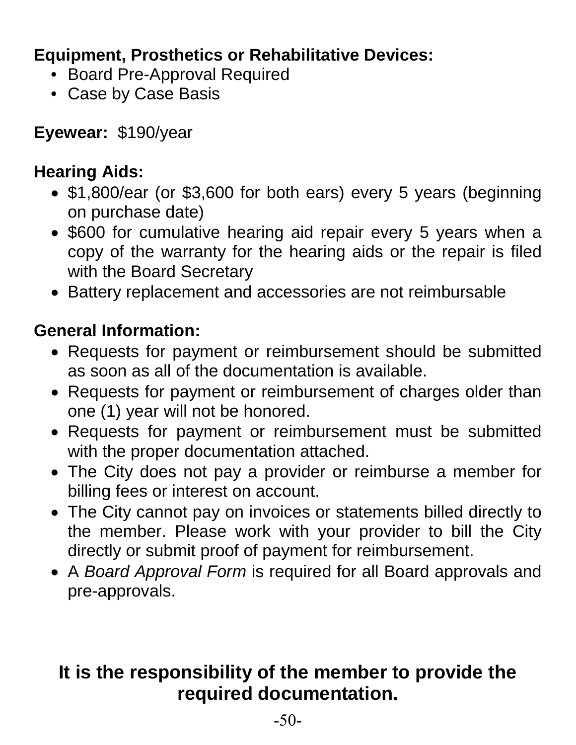**Equipment, Prosthetics or Rehabilitative Devices:**

- Board Pre-Approval Required
- Case by Case Basis

**Eyewear:** $190/year

**Hearing Aids:**

- $1,800/ear (or $3,600 for both ears) every 5 years (beginning on purchase date)
- $600 for cumulative hearing aid repair every 5 years when a copy of the warranty for the hearing aids or the repair is filed with the Board Secretary
- Battery replacement and accessories are not reimbursable

**General Information:**

- Requests for payment or reimbursement should be submitted as soon as all of the documentation is available.
- Requests for payment or reimbursement of charges older than one (1) year will not be honored.
- Requests for payment or reimbursement must be submitted with the proper documentation attached.
- The City does not pay a provider or reimburse a member for billing fees or interest on account.
- The City cannot pay on invoices or statements billed directly to the member. Please work with your provider to bill the City directly or submit proof of payment for reimbursement.
- A *Board Approval Form* is required for all Board approvals and pre-approvals.

**It is the responsibility of the member to provide the required documentation.**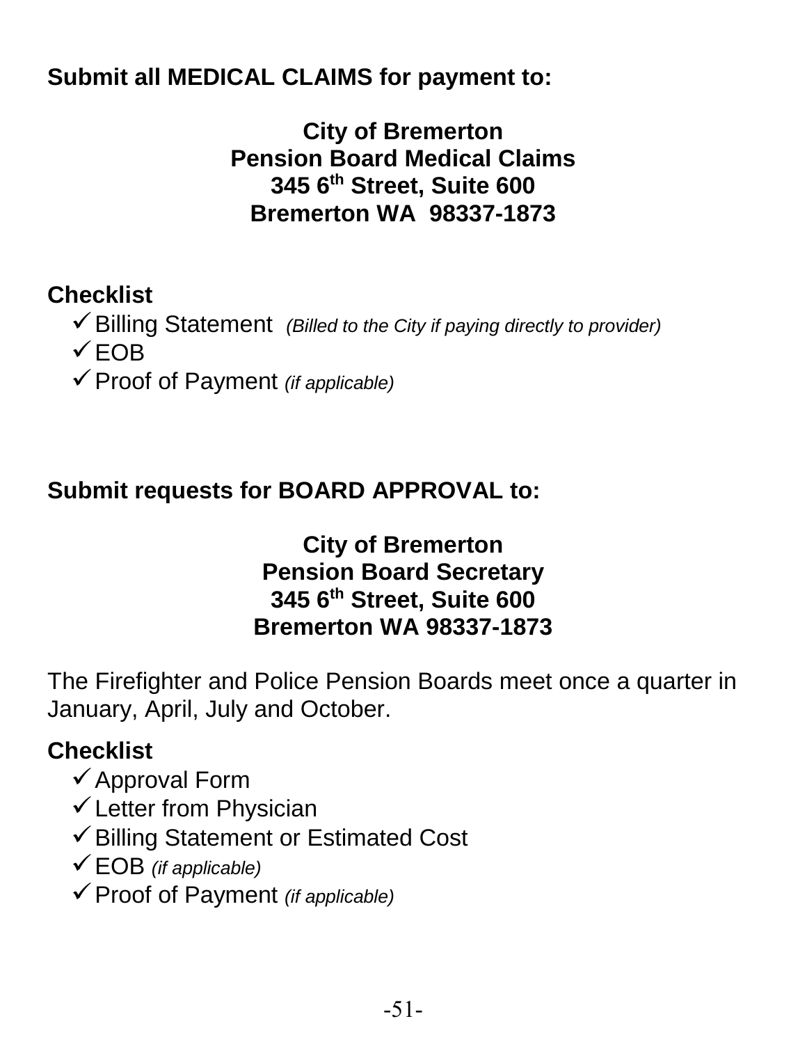**Submit all MEDICAL CLAIMS for payment to:**

**City of Bremerton**
**Pension Board Medical Claims**
**345 6th Street, Suite 600**
**Bremerton WA 98337-1873**

**Checklist**

- ✓ Billing Statement *(Billed to the City if paying directly to provider)*
- ✓ EOB
- ✓ Proof of Payment *(if applicable)*

**Submit requests for BOARD APPROVAL to:**

**City of Bremerton**
**Pension Board Secretary**
**345 6th Street, Suite 600**
**Bremerton WA 98337-1873**

The Firefighter and Police Pension Boards meet once a quarter in January, April, July and October.

**Checklist**

- ✓ Approval Form
- ✓ Letter from Physician
- ✓ Billing Statement or Estimated Cost
- ✓ EOB *(if applicable)*
- ✓ Proof of Payment *(if applicable)*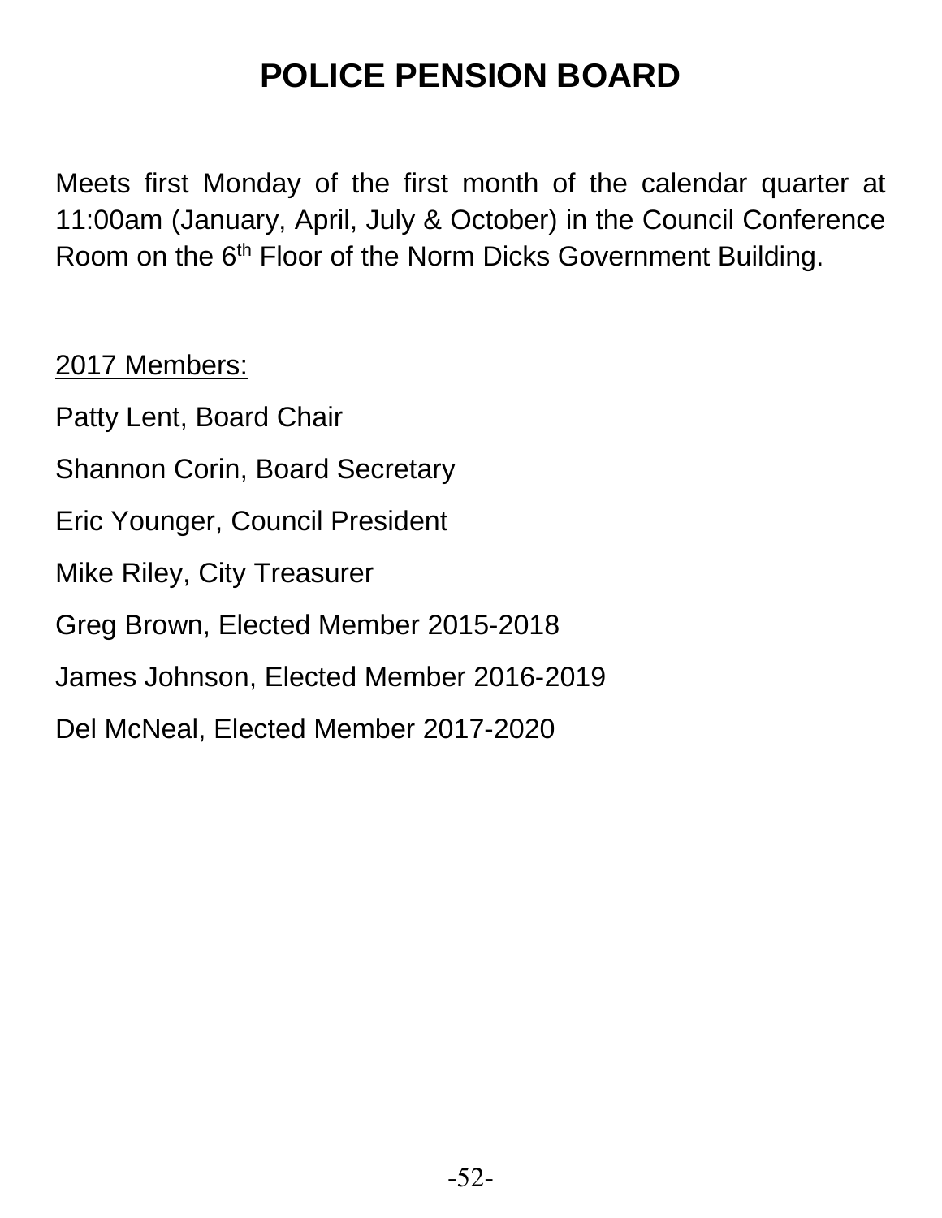# POLICE PENSION BOARD

Meets first Monday of the first month of the calendar quarter at 11:00am (January, April, July & October) in the Council Conference Room on the 6th Floor of the Norm Dicks Government Building.

2017 Members:

Patty Lent, Board Chair

Shannon Corin, Board Secretary

Eric Younger, Council President

Mike Riley, City Treasurer

Greg Brown, Elected Member 2015-2018

James Johnson, Elected Member 2016-2019

Del McNeal, Elected Member 2017-2020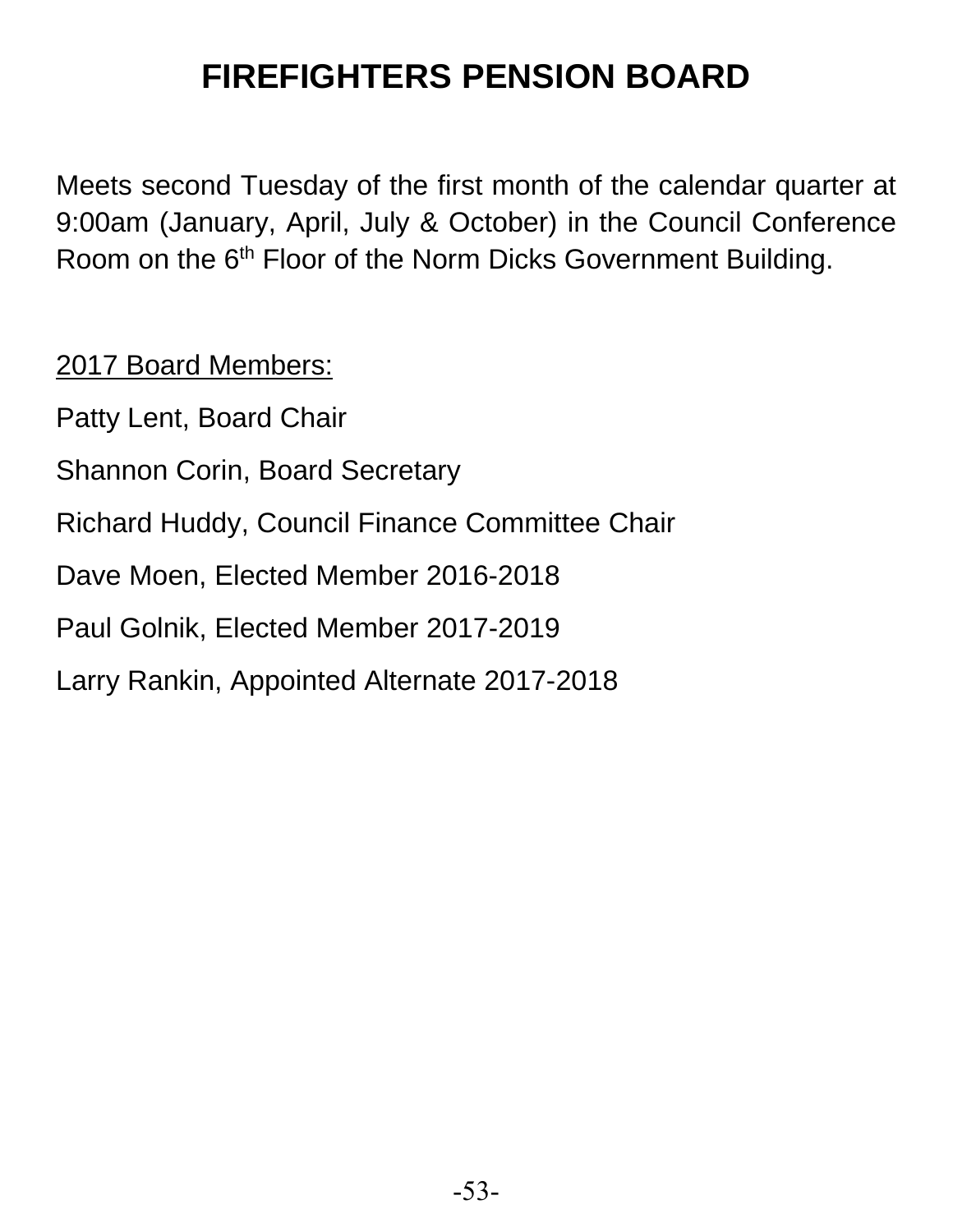# FIREFIGHTERS PENSION BOARD

Meets second Tuesday of the first month of the calendar quarter at 9:00am (January, April, July & October) in the Council Conference Room on the 6th Floor of the Norm Dicks Government Building.

2017 Board Members:

Patty Lent, Board Chair

Shannon Corin, Board Secretary

Richard Huddy, Council Finance Committee Chair

Dave Moen, Elected Member 2016-2018

Paul Golnik, Elected Member 2017-2019

Larry Rankin, Appointed Alternate 2017-2018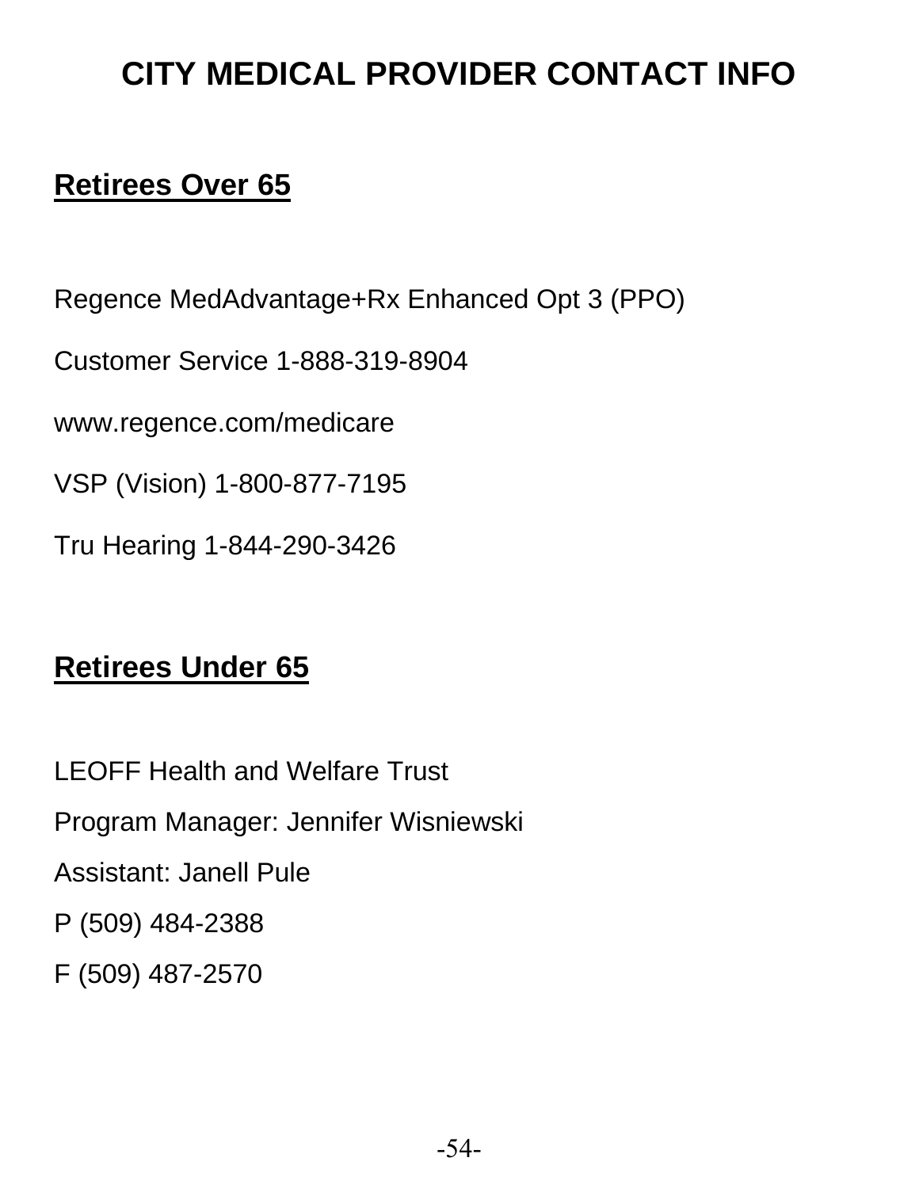# CITY MEDICAL PROVIDER CONTACT INFO

## Retirees Over 65

Regence MedAdvantage+Rx Enhanced Opt 3 (PPO)

Customer Service 1-888-319-8904

www.regence.com/medicare

VSP (Vision) 1-800-877-7195

Tru Hearing 1-844-290-3426

## Retirees Under 65

LEOFF Health and Welfare Trust

Program Manager: Jennifer Wisniewski

Assistant: Janell Pule

P (509) 484-2388

F (509) 487-2570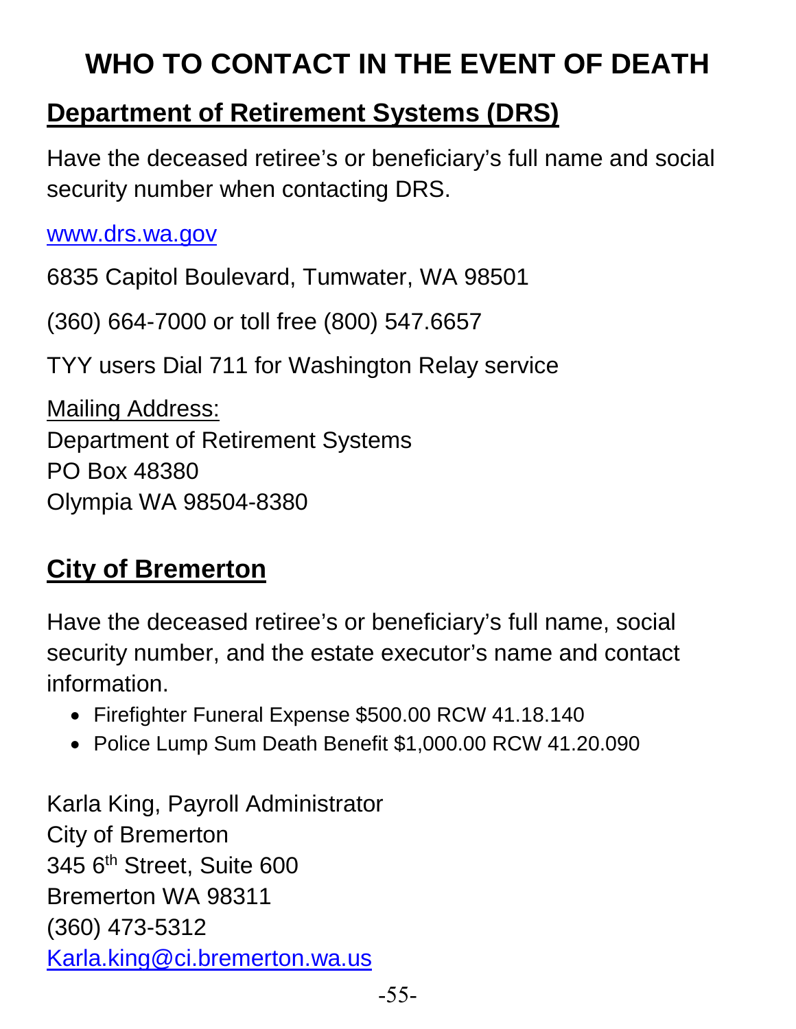# WHO TO CONTACT IN THE EVENT OF DEATH

## Department of Retirement Systems (DRS)

Have the deceased retiree's or beneficiary's full name and social security number when contacting DRS.

www.drs.wa.gov

6835 Capitol Boulevard, Tumwater, WA 98501

(360) 664-7000 or toll free (800) 547.6657

TYY users Dial 711 for Washington Relay service

Mailing Address:
Department of Retirement Systems
PO Box 48380
Olympia WA 98504-8380

## City of Bremerton

Have the deceased retiree's or beneficiary's full name, social security number, and the estate executor's name and contact information.

- Firefighter Funeral Expense $500.00 RCW 41.18.140
- Police Lump Sum Death Benefit $1,000.00 RCW 41.20.090

Karla King, Payroll Administrator
City of Bremerton
345 6th Street, Suite 600
Bremerton WA 98311
(360) 473-5312
Karla.king@ci.bremerton.wa.us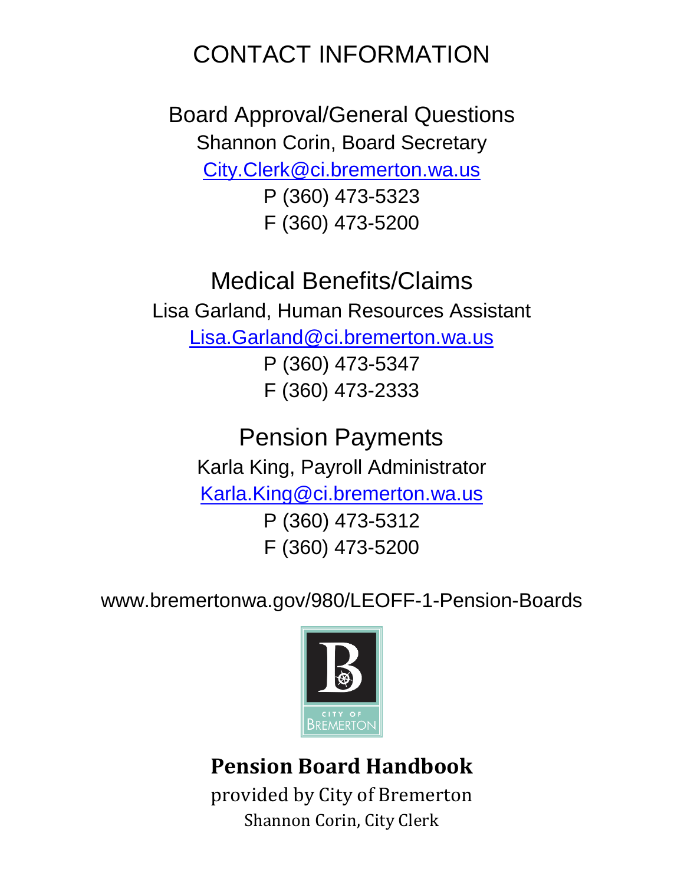# CONTACT INFORMATION

## Board Approval/General Questions

Shannon Corin, Board Secretary

City.Clerk@ci.bremerton.wa.us

P (360) 473-5323

F (360) 473-5200

## Medical Benefits/Claims

Lisa Garland, Human Resources Assistant

Lisa.Garland@ci.bremerton.wa.us

P (360) 473-5347

F (360) 473-2333

## Pension Payments

Karla King, Payroll Administrator

Karla.King@ci.bremerton.wa.us

P (360) 473-5312

F (360) 473-5200

www.bremertonwa.gov/980/LEOFF-1-Pension-Boards

CITY OF BREMERTON

**Pension Board Handbook**

provided by City of Bremerton

Shannon Corin, City Clerk